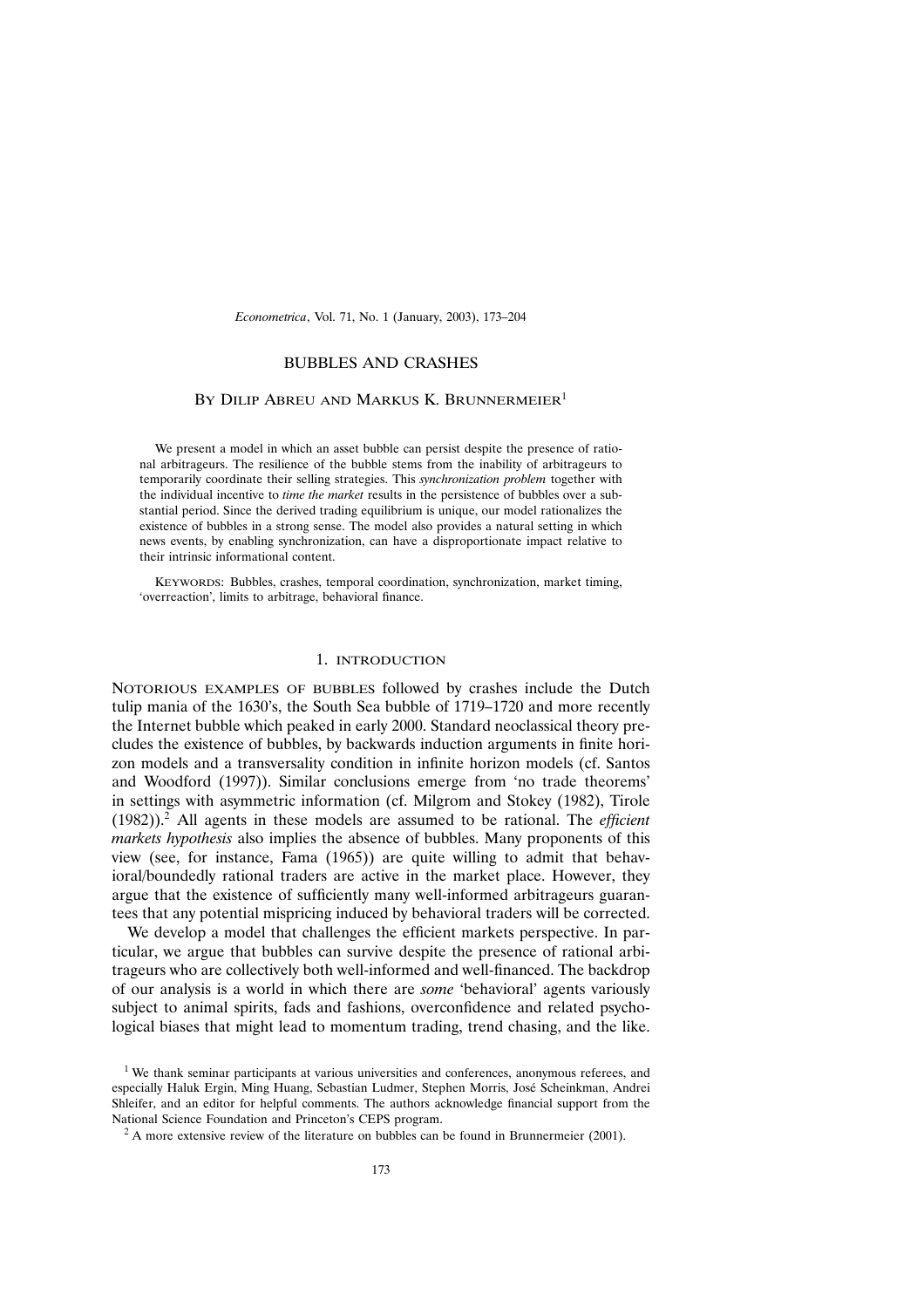# BUBBLES AND CRASHES

## By Dilip Abreu and Markus K. Brunnermeier[1]

We present a model in which an asset bubble can persist despite the presence of rational arbitrageurs. The resilience of the bubble stems from the inability of arbitrageurs to temporarily coordinate their selling strategies. This *synchronization problem* together with the individual incentive to *time the market* results in the persistence of bubbles over a substantial period. Since the derived trading equilibrium is unique, our model rationalizes the existence of bubbles in a strong sense. The model also provides a natural setting in which news events, by enabling synchronization, can have a disproportionate impact relative to their intrinsic informational content.

Keywords: Bubbles, crashes, temporal coordination, synchronization, market timing, 'overreaction', limits to arbitrage, behavioral finance.

## 1. introduction

Notorious examples of bubbles followed by crashes include the Dutch tulip mania of the 1630's, the South Sea bubble of 1719–1720 and more recently the Internet bubble which peaked in early 2000. Standard neoclassical theory precludes the existence of bubbles, by backwards induction arguments in finite horizon models and a transversality condition in infinite horizon models (cf. Santos and Woodford (1997)). Similar conclusions emerge from 'no trade theorems' in settings with asymmetric information (cf. Milgrom and Stokey (1982), Tirole (1982)).[2] All agents in these models are assumed to be rational. The *efficient markets hypothesis* also implies the absence of bubbles. Many proponents of this view (see, for instance, Fama (1965)) are quite willing to admit that behavioral/boundedly rational traders are active in the market place. However, they argue that the existence of sufficiently many well-informed arbitrageurs guarantees that any potential mispricing induced by behavioral traders will be corrected.

We develop a model that challenges the efficient markets perspective. In particular, we argue that bubbles can survive despite the presence of rational arbitrageurs who are collectively both well-informed and well-financed. The backdrop of our analysis is a world in which there are *some* 'behavioral' agents variously subject to animal spirits, fads and fashions, overconfidence and related psychological biases that might lead to momentum trading, trend chasing, and the like.

[1] We thank seminar participants at various universities and conferences, anonymous referees, and especially Haluk Ergin, Ming Huang, Sebastian Ludmer, Stephen Morris, José Scheinkman, Andrei Shleifer, and an editor for helpful comments. The authors acknowledge financial support from the National Science Foundation and Princeton's CEPS program.

[2] A more extensive review of the literature on bubbles can be found in Brunnermeier (2001).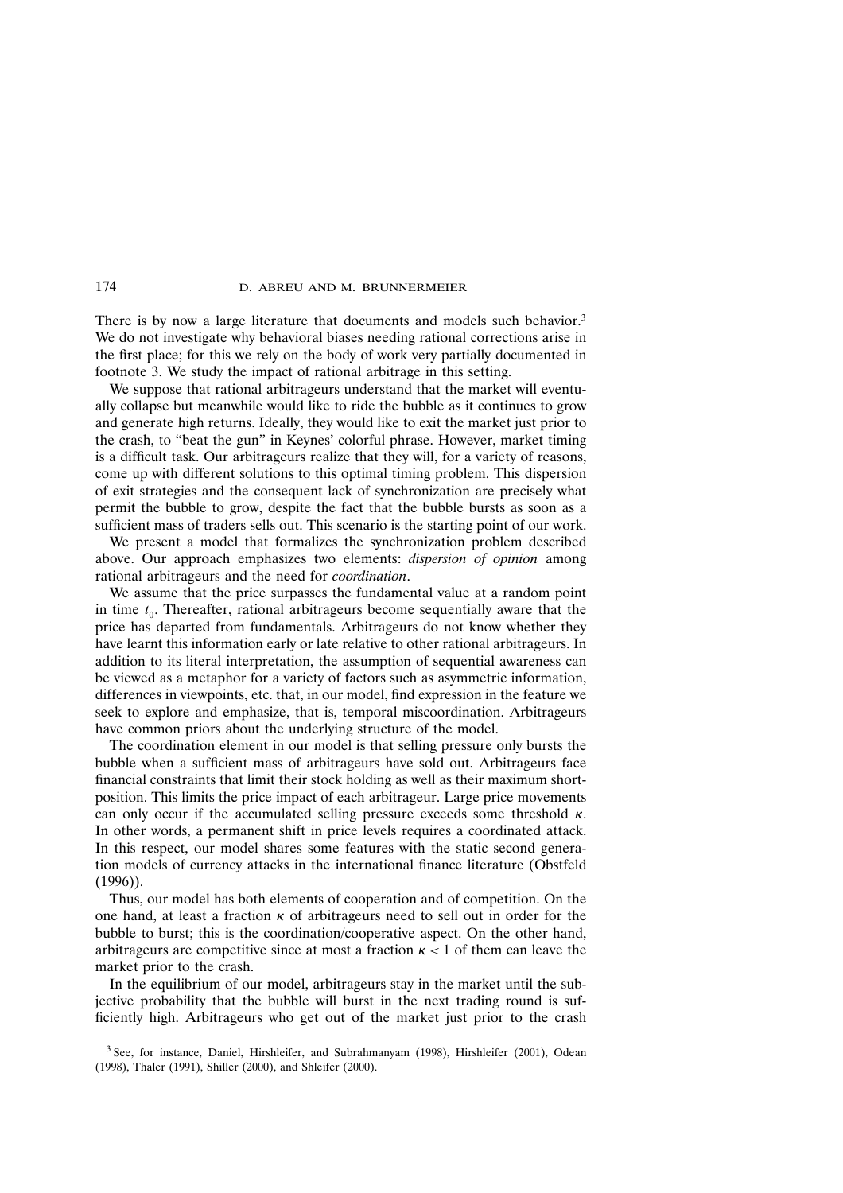There is by now a large literature that documents and models such behavior.[3] We do not investigate why behavioral biases needing rational corrections arise in the first place; for this we rely on the body of work very partially documented in footnote 3. We study the impact of rational arbitrage in this setting.

We suppose that rational arbitrageurs understand that the market will eventually collapse but meanwhile would like to ride the bubble as it continues to grow and generate high returns. Ideally, they would like to exit the market just prior to the crash, to "beat the gun" in Keynes' colorful phrase. However, market timing is a difficult task. Our arbitrageurs realize that they will, for a variety of reasons, come up with different solutions to this optimal timing problem. This dispersion of exit strategies and the consequent lack of synchronization are precisely what permit the bubble to grow, despite the fact that the bubble bursts as soon as a sufficient mass of traders sells out. This scenario is the starting point of our work.

We present a model that formalizes the synchronization problem described above. Our approach emphasizes two elements: *dispersion of opinion* among rational arbitrageurs and the need for *coordination*.

We assume that the price surpasses the fundamental value at a random point in time $t_0$. Thereafter, rational arbitrageurs become sequentially aware that the price has departed from fundamentals. Arbitrageurs do not know whether they have learnt this information early or late relative to other rational arbitrageurs. In addition to its literal interpretation, the assumption of sequential awareness can be viewed as a metaphor for a variety of factors such as asymmetric information, differences in viewpoints, etc. that, in our model, find expression in the feature we seek to explore and emphasize, that is, temporal miscoordination. Arbitrageurs have common priors about the underlying structure of the model.

The coordination element in our model is that selling pressure only bursts the bubble when a sufficient mass of arbitrageurs have sold out. Arbitrageurs face financial constraints that limit their stock holding as well as their maximum short-position. This limits the price impact of each arbitrageur. Large price movements can only occur if the accumulated selling pressure exceeds some threshold $\kappa$. In other words, a permanent shift in price levels requires a coordinated attack. In this respect, our model shares some features with the static second generation models of currency attacks in the international finance literature (Obstfeld (1996)).

Thus, our model has both elements of cooperation and of competition. On the one hand, at least a fraction $\kappa$ of arbitrageurs need to sell out in order for the bubble to burst; this is the coordination/cooperative aspect. On the other hand, arbitrageurs are competitive since at most a fraction $\kappa < 1$ of them can leave the market prior to the crash.

In the equilibrium of our model, arbitrageurs stay in the market until the subjective probability that the bubble will burst in the next trading round is sufficiently high. Arbitrageurs who get out of the market just prior to the crash

[3] See, for instance, Daniel, Hirshleifer, and Subrahmanyam (1998), Hirshleifer (2001), Odean (1998), Thaler (1991), Shiller (2000), and Shleifer (2000).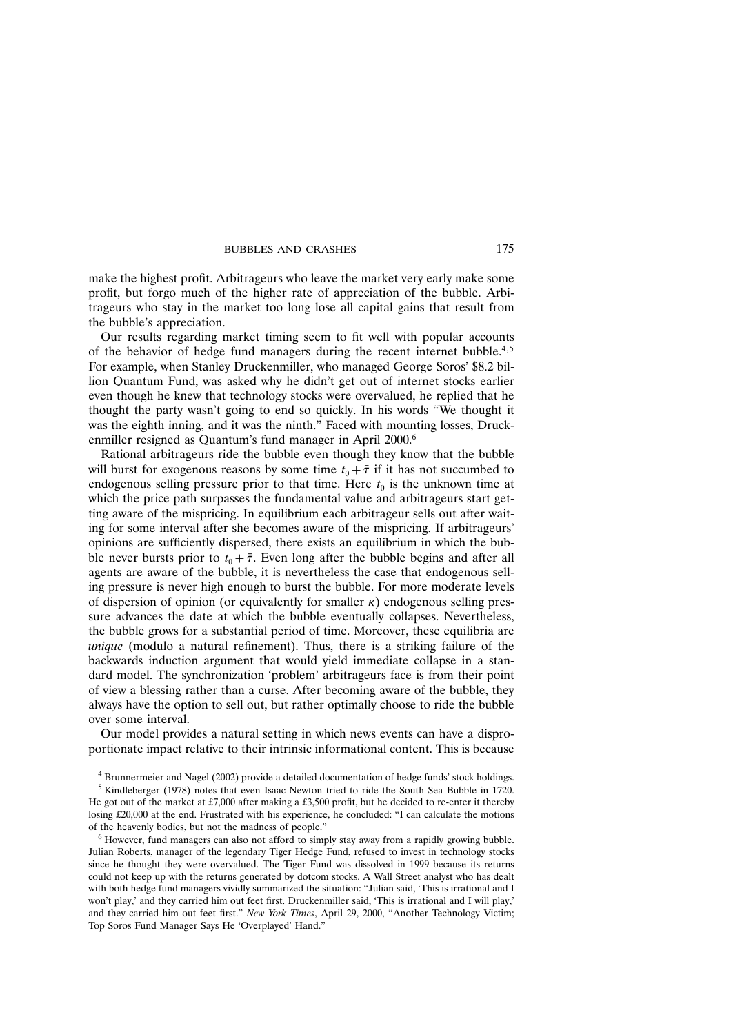make the highest profit. Arbitrageurs who leave the market very early make some profit, but forgo much of the higher rate of appreciation of the bubble. Arbitrageurs who stay in the market too long lose all capital gains that result from the bubble's appreciation.

Our results regarding market timing seem to fit well with popular accounts of the behavior of hedge fund managers during the recent internet bubble.[4,5] For example, when Stanley Druckenmiller, who managed George Soros' $8.2 billion Quantum Fund, was asked why he didn't get out of internet stocks earlier even though he knew that technology stocks were overvalued, he replied that he thought the party wasn't going to end so quickly. In his words "We thought it was the eighth inning, and it was the ninth." Faced with mounting losses, Druckenmiller resigned as Quantum's fund manager in April 2000.[6]

Rational arbitrageurs ride the bubble even though they know that the bubble will burst for exogenous reasons by some time $t_0 + \bar{\tau}$ if it has not succumbed to endogenous selling pressure prior to that time. Here $t_0$ is the unknown time at which the price path surpasses the fundamental value and arbitrageurs start getting aware of the mispricing. In equilibrium each arbitrageur sells out after waiting for some interval after she becomes aware of the mispricing. If arbitrageurs' opinions are sufficiently dispersed, there exists an equilibrium in which the bubble never bursts prior to $t_0 + \bar{\tau}$. Even long after the bubble begins and after all agents are aware of the bubble, it is nevertheless the case that endogenous selling pressure is never high enough to burst the bubble. For more moderate levels of dispersion of opinion (or equivalently for smaller $\kappa$) endogenous selling pressure advances the date at which the bubble eventually collapses. Nevertheless, the bubble grows for a substantial period of time. Moreover, these equilibria are *unique* (modulo a natural refinement). Thus, there is a striking failure of the backwards induction argument that would yield immediate collapse in a standard model. The synchronization 'problem' arbitrageurs face is from their point of view a blessing rather than a curse. After becoming aware of the bubble, they always have the option to sell out, but rather optimally choose to ride the bubble over some interval.

Our model provides a natural setting in which news events can have a disproportionate impact relative to their intrinsic informational content. This is because

[4] Brunnermeier and Nagel (2002) provide a detailed documentation of hedge funds' stock holdings.

[5] Kindleberger (1978) notes that even Isaac Newton tried to ride the South Sea Bubble in 1720. He got out of the market at £7,000 after making a £3,500 profit, but he decided to re-enter it thereby losing £20,000 at the end. Frustrated with his experience, he concluded: "I can calculate the motions of the heavenly bodies, but not the madness of people."

[6] However, fund managers can also not afford to simply stay away from a rapidly growing bubble. Julian Roberts, manager of the legendary Tiger Hedge Fund, refused to invest in technology stocks since he thought they were overvalued. The Tiger Fund was dissolved in 1999 because its returns could not keep up with the returns generated by dotcom stocks. A Wall Street analyst who has dealt with both hedge fund managers vividly summarized the situation: "Julian said, 'This is irrational and I won't play,' and they carried him out feet first. Druckenmiller said, 'This is irrational and I will play,' and they carried him out feet first." *New York Times*, April 29, 2000, "Another Technology Victim; Top Soros Fund Manager Says He 'Overplayed' Hand."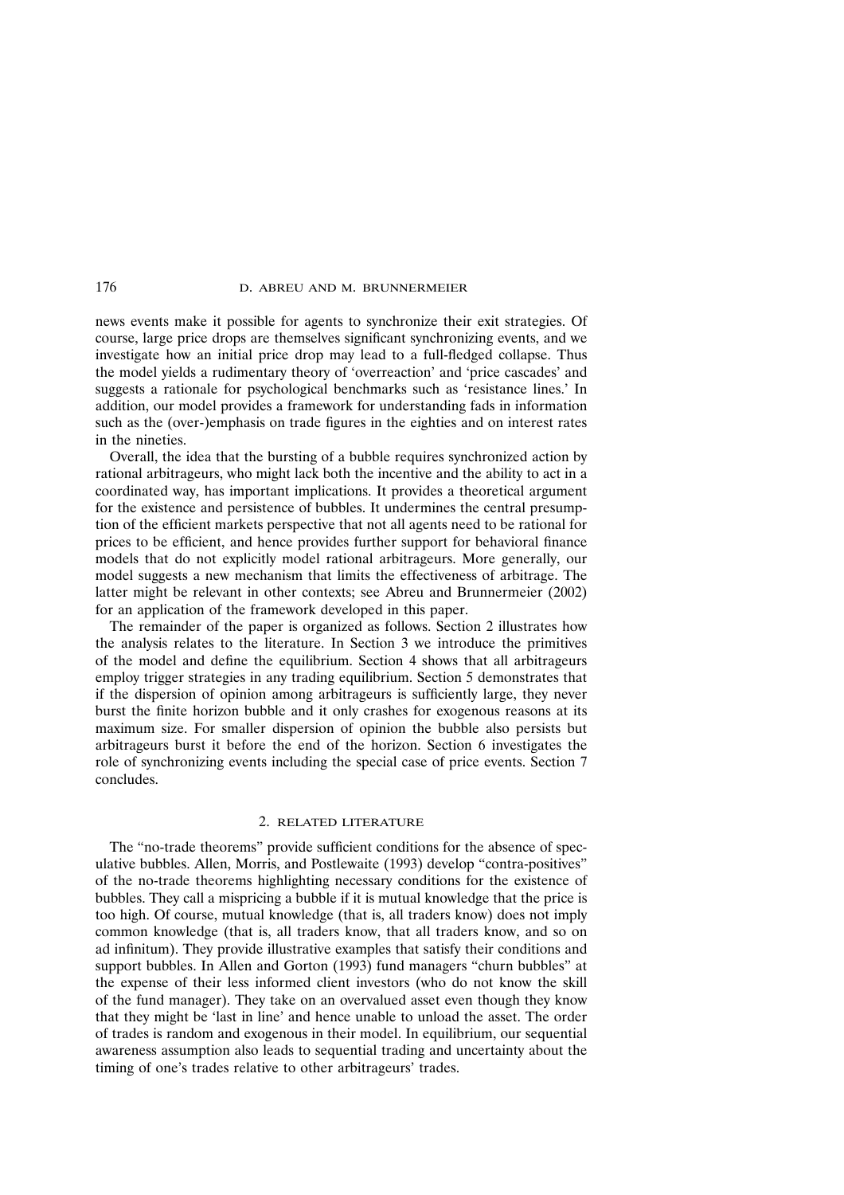news events make it possible for agents to synchronize their exit strategies. Of course, large price drops are themselves significant synchronizing events, and we investigate how an initial price drop may lead to a full-fledged collapse. Thus the model yields a rudimentary theory of 'overreaction' and 'price cascades' and suggests a rationale for psychological benchmarks such as 'resistance lines.' In addition, our model provides a framework for understanding fads in information such as the (over-)emphasis on trade figures in the eighties and on interest rates in the nineties.

Overall, the idea that the bursting of a bubble requires synchronized action by rational arbitrageurs, who might lack both the incentive and the ability to act in a coordinated way, has important implications. It provides a theoretical argument for the existence and persistence of bubbles. It undermines the central presumption of the efficient markets perspective that not all agents need to be rational for prices to be efficient, and hence provides further support for behavioral finance models that do not explicitly model rational arbitrageurs. More generally, our model suggests a new mechanism that limits the effectiveness of arbitrage. The latter might be relevant in other contexts; see Abreu and Brunnermeier (2002) for an application of the framework developed in this paper.

The remainder of the paper is organized as follows. Section 2 illustrates how the analysis relates to the literature. In Section 3 we introduce the primitives of the model and define the equilibrium. Section 4 shows that all arbitrageurs employ trigger strategies in any trading equilibrium. Section 5 demonstrates that if the dispersion of opinion among arbitrageurs is sufficiently large, they never burst the finite horizon bubble and it only crashes for exogenous reasons at its maximum size. For smaller dispersion of opinion the bubble also persists but arbitrageurs burst it before the end of the horizon. Section 6 investigates the role of synchronizing events including the special case of price events. Section 7 concludes.

## 2. RELATED LITERATURE

The "no-trade theorems" provide sufficient conditions for the absence of speculative bubbles. Allen, Morris, and Postlewaite (1993) develop "contra-positives" of the no-trade theorems highlighting necessary conditions for the existence of bubbles. They call a mispricing a bubble if it is mutual knowledge that the price is too high. Of course, mutual knowledge (that is, all traders know) does not imply common knowledge (that is, all traders know, that all traders know, and so on ad infinitum). They provide illustrative examples that satisfy their conditions and support bubbles. In Allen and Gorton (1993) fund managers "churn bubbles" at the expense of their less informed client investors (who do not know the skill of the fund manager). They take on an overvalued asset even though they know that they might be 'last in line' and hence unable to unload the asset. The order of trades is random and exogenous in their model. In equilibrium, our sequential awareness assumption also leads to sequential trading and uncertainty about the timing of one's trades relative to other arbitrageurs' trades.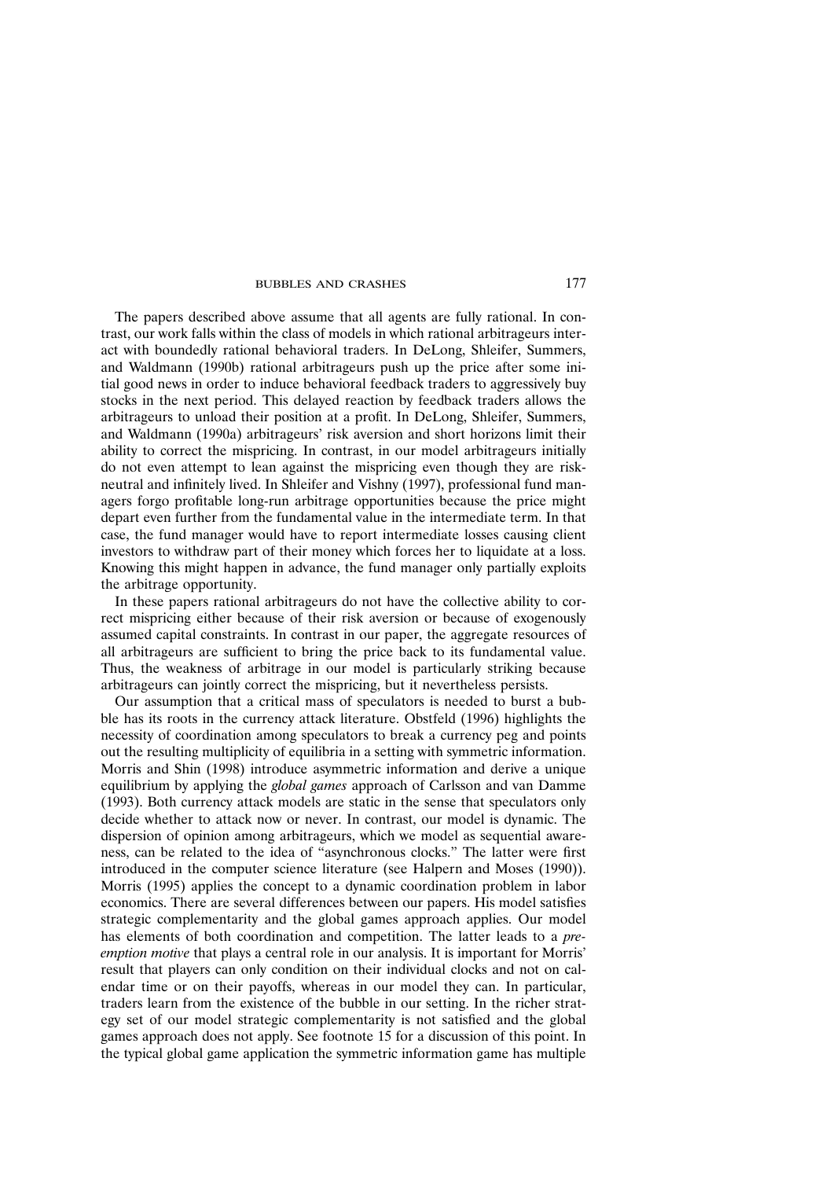The papers described above assume that all agents are fully rational. In contrast, our work falls within the class of models in which rational arbitrageurs interact with boundedly rational behavioral traders. In DeLong, Shleifer, Summers, and Waldmann (1990b) rational arbitrageurs push up the price after some initial good news in order to induce behavioral feedback traders to aggressively buy stocks in the next period. This delayed reaction by feedback traders allows the arbitrageurs to unload their position at a profit. In DeLong, Shleifer, Summers, and Waldmann (1990a) arbitrageurs' risk aversion and short horizons limit their ability to correct the mispricing. In contrast, in our model arbitrageurs initially do not even attempt to lean against the mispricing even though they are risk-neutral and infinitely lived. In Shleifer and Vishny (1997), professional fund managers forgo profitable long-run arbitrage opportunities because the price might depart even further from the fundamental value in the intermediate term. In that case, the fund manager would have to report intermediate losses causing client investors to withdraw part of their money which forces her to liquidate at a loss. Knowing this might happen in advance, the fund manager only partially exploits the arbitrage opportunity.

In these papers rational arbitrageurs do not have the collective ability to correct mispricing either because of their risk aversion or because of exogenously assumed capital constraints. In contrast in our paper, the aggregate resources of all arbitrageurs are sufficient to bring the price back to its fundamental value. Thus, the weakness of arbitrage in our model is particularly striking because arbitrageurs can jointly correct the mispricing, but it nevertheless persists.

Our assumption that a critical mass of speculators is needed to burst a bubble has its roots in the currency attack literature. Obstfeld (1996) highlights the necessity of coordination among speculators to break a currency peg and points out the resulting multiplicity of equilibria in a setting with symmetric information. Morris and Shin (1998) introduce asymmetric information and derive a unique equilibrium by applying the *global games* approach of Carlsson and van Damme (1993). Both currency attack models are static in the sense that speculators only decide whether to attack now or never. In contrast, our model is dynamic. The dispersion of opinion among arbitrageurs, which we model as sequential awareness, can be related to the idea of "asynchronous clocks." The latter were first introduced in the computer science literature (see Halpern and Moses (1990)). Morris (1995) applies the concept to a dynamic coordination problem in labor economics. There are several differences between our papers. His model satisfies strategic complementarity and the global games approach applies. Our model has elements of both coordination and competition. The latter leads to a *preemption motive* that plays a central role in our analysis. It is important for Morris' result that players can only condition on their individual clocks and not on calendar time or on their payoffs, whereas in our model they can. In particular, traders learn from the existence of the bubble in our setting. In the richer strategy set of our model strategic complementarity is not satisfied and the global games approach does not apply. See footnote 15 for a discussion of this point. In the typical global game application the symmetric information game has multiple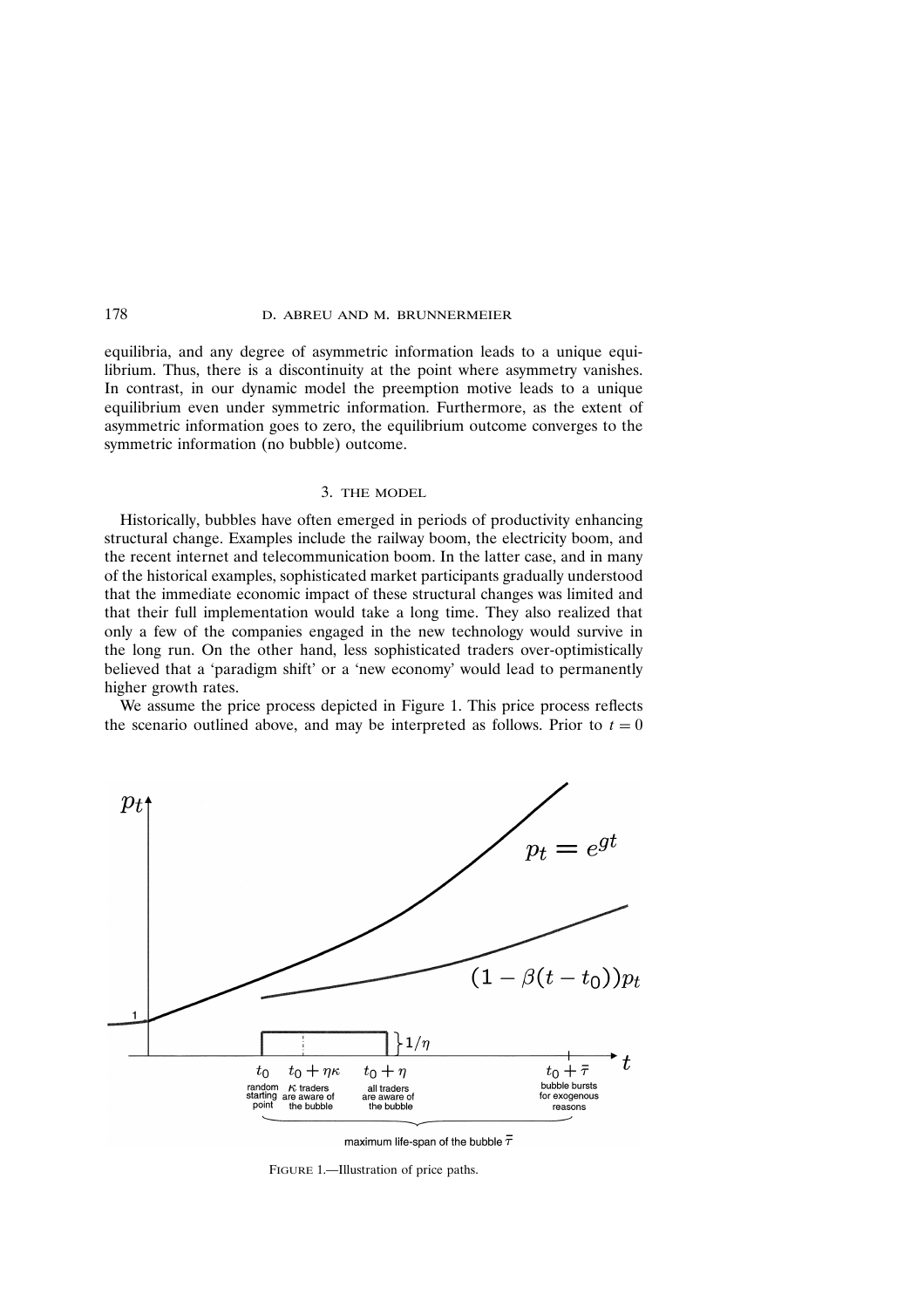equilibria, and any degree of asymmetric information leads to a unique equilibrium. Thus, there is a discontinuity at the point where asymmetry vanishes. In contrast, in our dynamic model the preemption motive leads to a unique equilibrium even under symmetric information. Furthermore, as the extent of asymmetric information goes to zero, the equilibrium outcome converges to the symmetric information (no bubble) outcome.

## 3. THE MODEL

Historically, bubbles have often emerged in periods of productivity enhancing structural change. Examples include the railway boom, the electricity boom, and the recent internet and telecommunication boom. In the latter case, and in many of the historical examples, sophisticated market participants gradually understood that the immediate economic impact of these structural changes was limited and that their full implementation would take a long time. They also realized that only a few of the companies engaged in the new technology would survive in the long run. On the other hand, less sophisticated traders over-optimistically believed that a 'paradigm shift' or a 'new economy' would lead to permanently higher growth rates.

We assume the price process depicted in Figure 1. This price process reflects the scenario outlined above, and may be interpreted as follows. Prior to $t = 0$

FIGURE 1.—Illustration of price paths.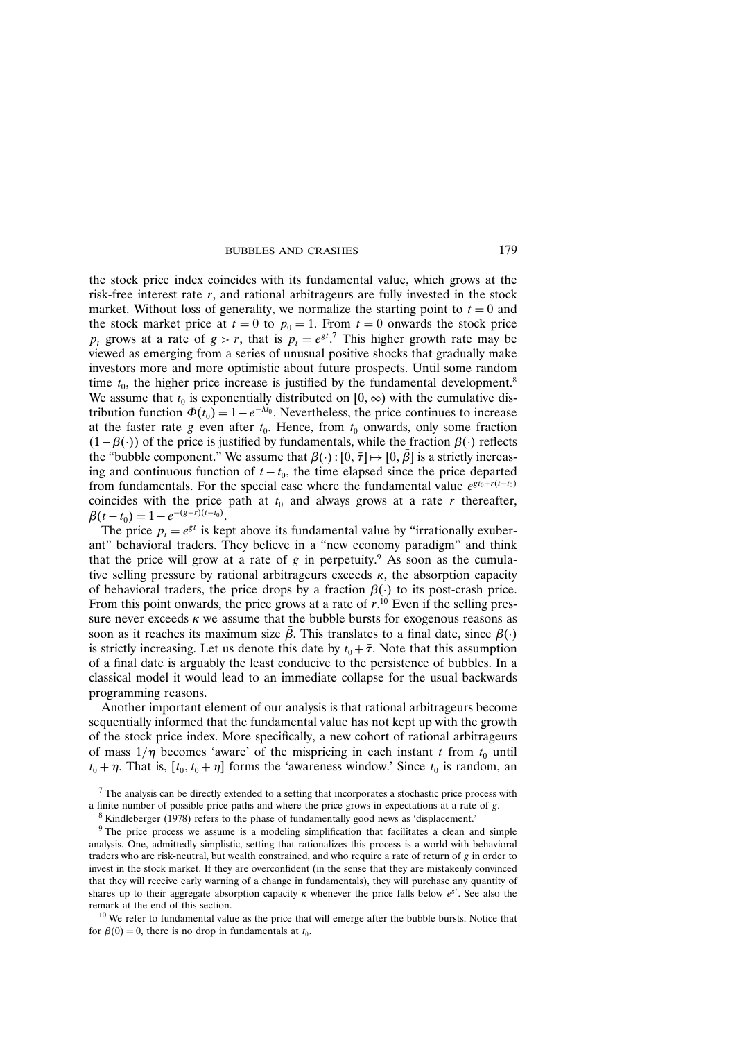the stock price index coincides with its fundamental value, which grows at the risk-free interest rate $r$, and rational arbitrageurs are fully invested in the stock market. Without loss of generality, we normalize the starting point to $t = 0$ and the stock market price at $t = 0$ to $p_0 = 1$. From $t = 0$ onwards the stock price $p_t$ grows at a rate of $g > r$, that is $p_t = e^{gt}$.[7] This higher growth rate may be viewed as emerging from a series of unusual positive shocks that gradually make investors more and more optimistic about future prospects. Until some random time $t_0$, the higher price increase is justified by the fundamental development.[8] We assume that $t_0$ is exponentially distributed on $[0, \infty)$ with the cumulative distribution function $\Phi(t_0) = 1 - e^{-\lambda t_0}$. Nevertheless, the price continues to increase at the faster rate $g$ even after $t_0$. Hence, from $t_0$ onwards, only some fraction $(1 - \beta(\cdot))$ of the price is justified by fundamentals, while the fraction $\beta(\cdot)$ reflects the "bubble component." We assume that $\beta(\cdot) : [0, \bar{\tau}] \mapsto [0, \bar{\beta}]$ is a strictly increasing and continuous function of $t - t_0$, the time elapsed since the price departed from fundamentals. For the special case where the fundamental value $e^{gt_0 + r(t - t_0)}$ coincides with the price path at $t_0$ and always grows at a rate $r$ thereafter, $\beta(t - t_0) = 1 - e^{-(g-r)(t-t_0)}$.

The price $p_t = e^{gt}$ is kept above its fundamental value by "irrationally exuberant" behavioral traders. They believe in a "new economy paradigm" and think that the price will grow at a rate of $g$ in perpetuity.[9] As soon as the cumulative selling pressure by rational arbitrageurs exceeds $\kappa$, the absorption capacity of behavioral traders, the price drops by a fraction $\beta(\cdot)$ to its post-crash price. From this point onwards, the price grows at a rate of $r$.[10] Even if the selling pressure never exceeds $\kappa$ we assume that the bubble bursts for exogenous reasons as soon as it reaches its maximum size $\bar{\beta}$. This translates to a final date, since $\beta(\cdot)$ is strictly increasing. Let us denote this date by $t_0 + \bar{\tau}$. Note that this assumption of a final date is arguably the least conducive to the persistence of bubbles. In a classical model it would lead to an immediate collapse for the usual backwards programming reasons.

Another important element of our analysis is that rational arbitrageurs become sequentially informed that the fundamental value has not kept up with the growth of the stock price index. More specifically, a new cohort of rational arbitrageurs of mass $1/\eta$ becomes 'aware' of the mispricing in each instant $t$ from $t_0$ until $t_0 + \eta$. That is, $[t_0, t_0 + \eta]$ forms the 'awareness window.' Since $t_0$ is random, an

[7] The analysis can be directly extended to a setting that incorporates a stochastic price process with a finite number of possible price paths and where the price grows in expectations at a rate of $g$.

[8] Kindleberger (1978) refers to the phase of fundamentally good news as 'displacement.'

[9] The price process we assume is a modeling simplification that facilitates a clean and simple analysis. One, admittedly simplistic, setting that rationalizes this process is a world with behavioral traders who are risk-neutral, but wealth constrained, and who require a rate of return of $g$ in order to invest in the stock market. If they are overconfident (in the sense that they are mistakenly convinced that they will receive early warning of a change in fundamentals), they will purchase any quantity of shares up to their aggregate absorption capacity $\kappa$ whenever the price falls below $e^{gt}$. See also the remark at the end of this section.

[10] We refer to fundamental value as the price that will emerge after the bubble bursts. Notice that for $\beta(0) = 0$, there is no drop in fundamentals at $t_0$.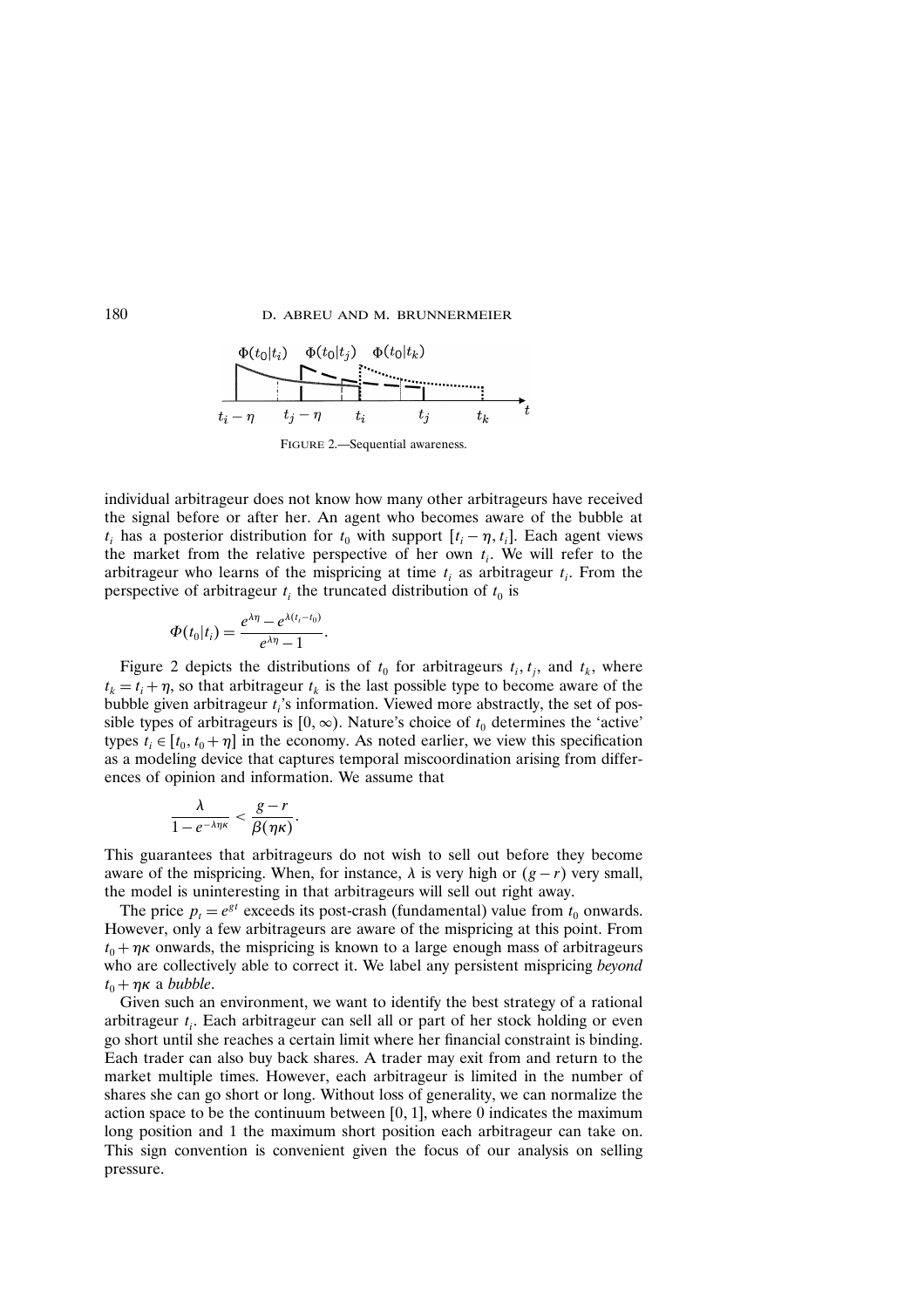FIGURE 2.—Sequential awareness.

individual arbitrageur does not know how many other arbitrageurs have received the signal before or after her. An agent who becomes aware of the bubble at $t_i$ has a posterior distribution for $t_0$ with support $[t_i - \eta, t_i]$. Each agent views the market from the relative perspective of her own $t_i$. We will refer to the arbitrageur who learns of the mispricing at time $t_i$ as arbitrageur $t_i$. From the perspective of arbitrageur $t_i$ the truncated distribution of $t_0$ is

$$\Phi(t_0|t_i) = \frac{e^{\lambda\eta} - e^{\lambda(t_i - t_0)}}{e^{\lambda\eta} - 1}.$$

Figure 2 depicts the distributions of $t_0$ for arbitrageurs $t_i$, $t_j$, and $t_k$, where $t_k = t_i + \eta$, so that arbitrageur $t_k$ is the last possible type to become aware of the bubble given arbitrageur $t_i$'s information. Viewed more abstractly, the set of possible types of arbitrageurs is $[0, \infty)$. Nature's choice of $t_0$ determines the 'active' types $t_i \in [t_0, t_0 + \eta]$ in the economy. As noted earlier, we view this specification as a modeling device that captures temporal miscoordination arising from differences of opinion and information. We assume that

$$\frac{\lambda}{1 - e^{-\lambda\eta\kappa}} < \frac{g - r}{\beta(\eta\kappa)}.$$

This guarantees that arbitrageurs do not wish to sell out before they become aware of the mispricing. When, for instance, $\lambda$ is very high or $(g - r)$ very small, the model is uninteresting in that arbitrageurs will sell out right away.

The price $p_t = e^{gt}$ exceeds its post-crash (fundamental) value from $t_0$ onwards. However, only a few arbitrageurs are aware of the mispricing at this point. From $t_0 + \eta\kappa$ onwards, the mispricing is known to a large enough mass of arbitrageurs who are collectively able to correct it. We label any persistent mispricing *beyond* $t_0 + \eta\kappa$ a *bubble*.

Given such an environment, we want to identify the best strategy of a rational arbitrageur $t_i$. Each arbitrageur can sell all or part of her stock holding or even go short until she reaches a certain limit where her financial constraint is binding. Each trader can also buy back shares. A trader may exit from and return to the market multiple times. However, each arbitrageur is limited in the number of shares she can go short or long. Without loss of generality, we can normalize the action space to be the continuum between $[0, 1]$, where 0 indicates the maximum long position and 1 the maximum short position each arbitrageur can take on. This sign convention is convenient given the focus of our analysis on selling pressure.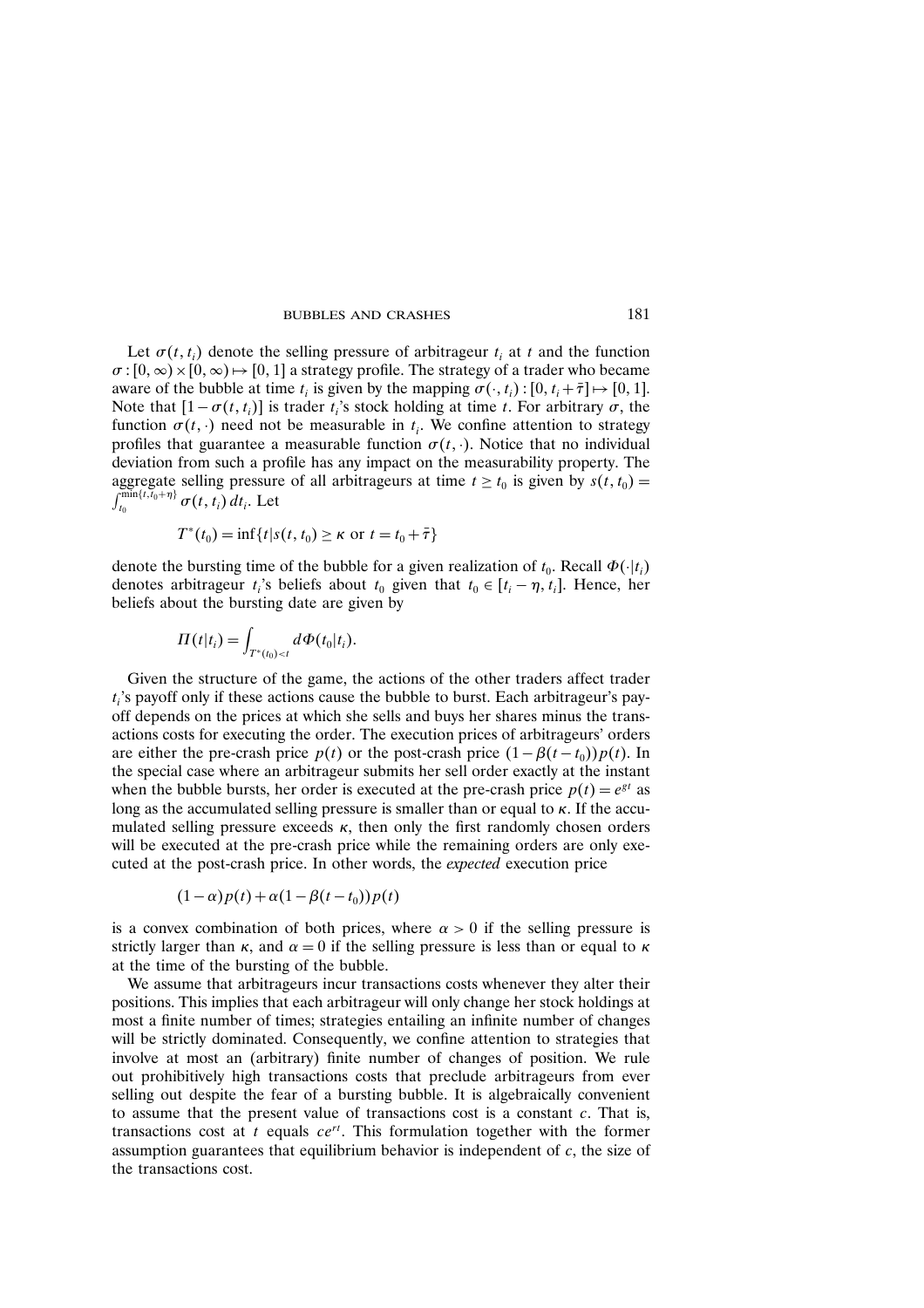Let $\sigma(t, t_i)$ denote the selling pressure of arbitrageur $t_i$ at $t$ and the function $\sigma : [0, \infty) \times [0, \infty) \mapsto [0, 1]$ a strategy profile. The strategy of a trader who became aware of the bubble at time $t_i$ is given by the mapping $\sigma(\cdot, t_i) : [0, t_i + \bar{\tau}] \mapsto [0, 1]$. Note that $[1 - \sigma(t, t_i)]$ is trader $t_i$'s stock holding at time $t$. For arbitrary $\sigma$, the function $\sigma(t, \cdot)$ need not be measurable in $t_i$. We confine attention to strategy profiles that guarantee a measurable function $\sigma(t, \cdot)$. Notice that no individual deviation from such a profile has any impact on the measurability property. The aggregate selling pressure of all arbitrageurs at time $t \geq t_0$ is given by $s(t, t_0) = \int_{t_0}^{\min\{t, t_0 + \eta\}} \sigma(t, t_i)\, dt_i$. Let

$$T^*(t_0) = \inf\{t | s(t, t_0) \geq \kappa \text{ or } t = t_0 + \bar{\tau}\}$$

denote the bursting time of the bubble for a given realization of $t_0$. Recall $\Phi(\cdot | t_i)$ denotes arbitrageur $t_i$'s beliefs about $t_0$ given that $t_0 \in [t_i - \eta, t_i]$. Hence, her beliefs about the bursting date are given by

$$\Pi(t | t_i) = \int_{T^*(t_0) < t} d\Phi(t_0 | t_i).$$

Given the structure of the game, the actions of the other traders affect trader $t_i$'s payoff only if these actions cause the bubble to burst. Each arbitrageur's payoff depends on the prices at which she sells and buys her shares minus the transactions costs for executing the order. The execution prices of arbitrageurs' orders are either the pre-crash price $p(t)$ or the post-crash price $(1 - \beta(t - t_0))p(t)$. In the special case where an arbitrageur submits her sell order exactly at the instant when the bubble bursts, her order is executed at the pre-crash price $p(t) = e^{gt}$ as long as the accumulated selling pressure is smaller than or equal to $\kappa$. If the accumulated selling pressure exceeds $\kappa$, then only the first randomly chosen orders will be executed at the pre-crash price while the remaining orders are only executed at the post-crash price. In other words, the *expected* execution price

$$(1 - \alpha)p(t) + \alpha(1 - \beta(t - t_0))p(t)$$

is a convex combination of both prices, where $\alpha > 0$ if the selling pressure is strictly larger than $\kappa$, and $\alpha = 0$ if the selling pressure is less than or equal to $\kappa$ at the time of the bursting of the bubble.

We assume that arbitrageurs incur transactions costs whenever they alter their positions. This implies that each arbitrageur will only change her stock holdings at most a finite number of times; strategies entailing an infinite number of changes will be strictly dominated. Consequently, we confine attention to strategies that involve at most an (arbitrary) finite number of changes of position. We rule out prohibitively high transactions costs that preclude arbitrageurs from ever selling out despite the fear of a bursting bubble. It is algebraically convenient to assume that the present value of transactions cost is a constant $c$. That is, transactions cost at $t$ equals $ce^{rt}$. This formulation together with the former assumption guarantees that equilibrium behavior is independent of $c$, the size of the transactions cost.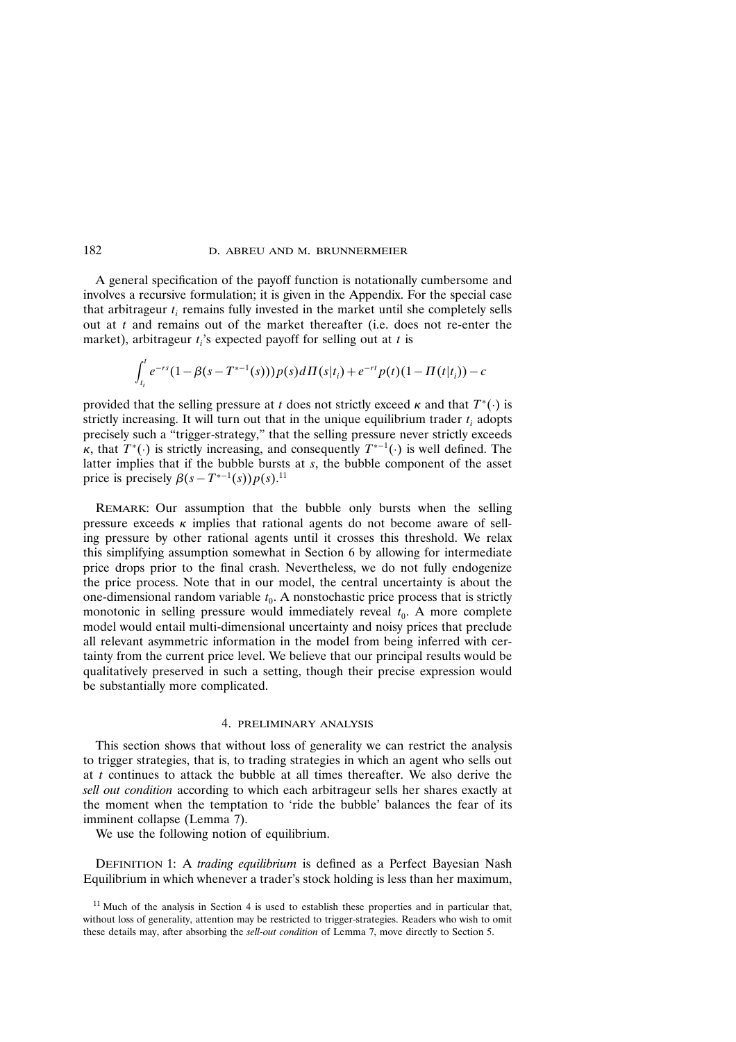A general specification of the payoff function is notationally cumbersome and involves a recursive formulation; it is given in the Appendix. For the special case that arbitrageur $t_i$ remains fully invested in the market until she completely sells out at $t$ and remains out of the market thereafter (i.e. does not re-enter the market), arbitrageur $t_i$'s expected payoff for selling out at $t$ is

$$\int_{t_i}^{t} e^{-rs}(1-\beta(s-T^{*-1}(s)))p(s)d\Pi(s|t_i)+e^{-rt}p(t)(1-\Pi(t|t_i))-c$$

provided that the selling pressure at $t$ does not strictly exceed $\kappa$ and that $T^{*}(\cdot)$ is strictly increasing. It will turn out that in the unique equilibrium trader $t_i$ adopts precisely such a "trigger-strategy," that the selling pressure never strictly exceeds $\kappa$, that $T^{*}(\cdot)$ is strictly increasing, and consequently $T^{*-1}(\cdot)$ is well defined. The latter implies that if the bubble bursts at $s$, the bubble component of the asset price is precisely $\beta(s-T^{*-1}(s))p(s)$.[11]

Remark: Our assumption that the bubble only bursts when the selling pressure exceeds $\kappa$ implies that rational agents do not become aware of selling pressure by other rational agents until it crosses this threshold. We relax this simplifying assumption somewhat in Section 6 by allowing for intermediate price drops prior to the final crash. Nevertheless, we do not fully endogenize the price process. Note that in our model, the central uncertainty is about the one-dimensional random variable $t_0$. A nonstochastic price process that is strictly monotonic in selling pressure would immediately reveal $t_0$. A more complete model would entail multi-dimensional uncertainty and noisy prices that preclude all relevant asymmetric information in the model from being inferred with certainty from the current price level. We believe that our principal results would be qualitatively preserved in such a setting, though their precise expression would be substantially more complicated.

## 4. PRELIMINARY ANALYSIS

This section shows that without loss of generality we can restrict the analysis to trigger strategies, that is, to trading strategies in which an agent who sells out at $t$ continues to attack the bubble at all times thereafter. We also derive the *sell out condition* according to which each arbitrageur sells her shares exactly at the moment when the temptation to 'ride the bubble' balances the fear of its imminent collapse (Lemma 7).

We use the following notion of equilibrium.

Definition 1: A *trading equilibrium* is defined as a Perfect Bayesian Nash Equilibrium in which whenever a trader's stock holding is less than her maximum,

[11] Much of the analysis in Section 4 is used to establish these properties and in particular that, without loss of generality, attention may be restricted to trigger-strategies. Readers who wish to omit these details may, after absorbing the *sell-out condition* of Lemma 7, move directly to Section 5.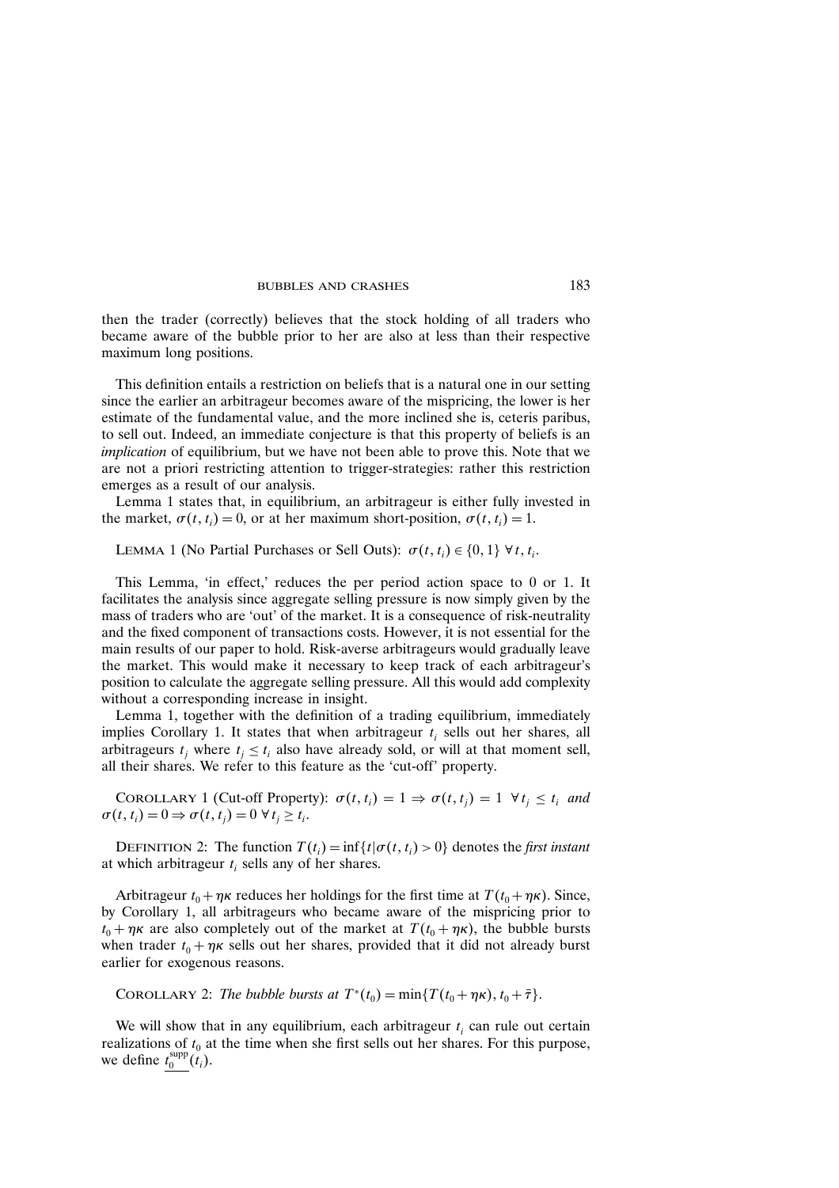then the trader (correctly) believes that the stock holding of all traders who became aware of the bubble prior to her are also at less than their respective maximum long positions.

This definition entails a restriction on beliefs that is a natural one in our setting since the earlier an arbitrageur becomes aware of the mispricing, the lower is her estimate of the fundamental value, and the more inclined she is, ceteris paribus, to sell out. Indeed, an immediate conjecture is that this property of beliefs is an *implication* of equilibrium, but we have not been able to prove this. Note that we are not a priori restricting attention to trigger-strategies: rather this restriction emerges as a result of our analysis.

Lemma 1 states that, in equilibrium, an arbitrageur is either fully invested in the market, $\sigma(t, t_i) = 0$, or at her maximum short-position, $\sigma(t, t_i) = 1$.

LEMMA 1 (No Partial Purchases or Sell Outs): $\sigma(t, t_i) \in \{0, 1\}\ \forall\, t, t_i$.

This Lemma, 'in effect,' reduces the per period action space to 0 or 1. It facilitates the analysis since aggregate selling pressure is now simply given by the mass of traders who are 'out' of the market. It is a consequence of risk-neutrality and the fixed component of transactions costs. However, it is not essential for the main results of our paper to hold. Risk-averse arbitrageurs would gradually leave the market. This would make it necessary to keep track of each arbitrageur's position to calculate the aggregate selling pressure. All this would add complexity without a corresponding increase in insight.

Lemma 1, together with the definition of a trading equilibrium, immediately implies Corollary 1. It states that when arbitrageur $t_i$ sells out her shares, all arbitrageurs $t_j$ where $t_j \leq t_i$ also have already sold, or will at that moment sell, all their shares. We refer to this feature as the 'cut-off' property.

COROLLARY 1 (Cut-off Property): $\sigma(t, t_i) = 1 \Rightarrow \sigma(t, t_j) = 1\ \ \forall\, t_j \leq t_i$ *and* $\sigma(t, t_i) = 0 \Rightarrow \sigma(t, t_j) = 0\ \forall\, t_j \geq t_i$.

DEFINITION 2: The function $T(t_i) = \inf\{t | \sigma(t, t_i) > 0\}$ denotes the *first instant* at which arbitrageur $t_i$ sells any of her shares.

Arbitrageur $t_0 + \eta\kappa$ reduces her holdings for the first time at $T(t_0 + \eta\kappa)$. Since, by Corollary 1, all arbitrageurs who became aware of the mispricing prior to $t_0 + \eta\kappa$ are also completely out of the market at $T(t_0 + \eta\kappa)$, the bubble bursts when trader $t_0 + \eta\kappa$ sells out her shares, provided that it did not already burst earlier for exogenous reasons.

COROLLARY 2: *The bubble bursts at* $T^*(t_0) = \min\{T(t_0 + \eta\kappa), t_0 + \bar{\tau}\}$.

We will show that in any equilibrium, each arbitrageur $t_i$ can rule out certain realizations of $t_0$ at the time when she first sells out her shares. For this purpose, we define $\underline{t_0^{\text{supp}}}(t_i)$.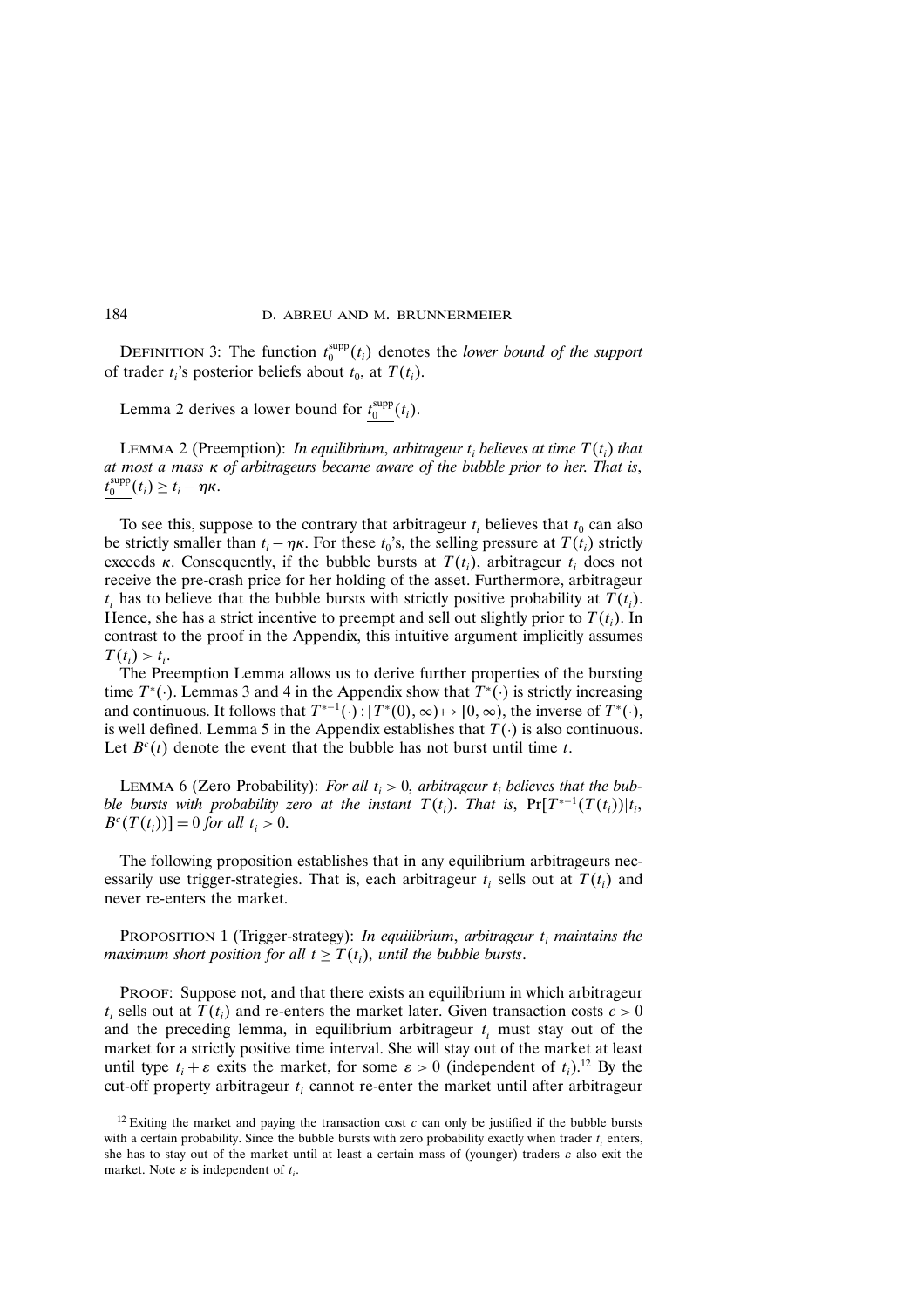DEFINITION 3: The function $\underline{t_0^{\text{supp}}}(t_i)$ denotes the *lower bound of the support* of trader $t_i$'s posterior beliefs about $t_0$, at $T(t_i)$.

Lemma 2 derives a lower bound for $\underline{t_0^{\text{supp}}}(t_i)$.

LEMMA 2 (Preemption): *In equilibrium, arbitrageur $t_i$ believes at time $T(t_i)$ that at most a mass $\kappa$ of arbitrageurs became aware of the bubble prior to her. That is, $\underline{t_0^{\text{supp}}}(t_i) \geq t_i - \eta\kappa$.*

To see this, suppose to the contrary that arbitrageur $t_i$ believes that $t_0$ can also be strictly smaller than $t_i - \eta\kappa$. For these $t_0$'s, the selling pressure at $T(t_i)$ strictly exceeds $\kappa$. Consequently, if the bubble bursts at $T(t_i)$, arbitrageur $t_i$ does not receive the pre-crash price for her holding of the asset. Furthermore, arbitrageur $t_i$ has to believe that the bubble bursts with strictly positive probability at $T(t_i)$. Hence, she has a strict incentive to preempt and sell out slightly prior to $T(t_i)$. In contrast to the proof in the Appendix, this intuitive argument implicitly assumes $T(t_i) > t_i$.

The Preemption Lemma allows us to derive further properties of the bursting time $T^*(\cdot)$. Lemmas 3 and 4 in the Appendix show that $T^*(\cdot)$ is strictly increasing and continuous. It follows that $T^{*-1}(\cdot): [T^*(0), \infty) \mapsto [0, \infty)$, the inverse of $T^*(\cdot)$, is well defined. Lemma 5 in the Appendix establishes that $T(\cdot)$ is also continuous. Let $B^c(t)$ denote the event that the bubble has not burst until time $t$.

LEMMA 6 (Zero Probability): *For all $t_i > 0$, arbitrageur $t_i$ believes that the bubble bursts with probability zero at the instant $T(t_i)$. That is, $\Pr[T^{*-1}(T(t_i))|t_i, B^c(T(t_i))] = 0$ for all $t_i > 0$.*

The following proposition establishes that in any equilibrium arbitrageurs necessarily use trigger-strategies. That is, each arbitrageur $t_i$ sells out at $T(t_i)$ and never re-enters the market.

PROPOSITION 1 (Trigger-strategy): *In equilibrium, arbitrageur $t_i$ maintains the maximum short position for all $t \geq T(t_i)$, until the bubble bursts.*

PROOF: Suppose not, and that there exists an equilibrium in which arbitrageur $t_i$ sells out at $T(t_i)$ and re-enters the market later. Given transaction costs $c > 0$ and the preceding lemma, in equilibrium arbitrageur $t_i$ must stay out of the market for a strictly positive time interval. She will stay out of the market at least until type $t_i + \varepsilon$ exits the market, for some $\varepsilon > 0$ (independent of $t_i$).[12] By the cut-off property arbitrageur $t_i$ cannot re-enter the market until after arbitrageur

[12] Exiting the market and paying the transaction cost $c$ can only be justified if the bubble bursts with a certain probability. Since the bubble bursts with zero probability exactly when trader $t_i$ enters, she has to stay out of the market until at least a certain mass of (younger) traders $\varepsilon$ also exit the market. Note $\varepsilon$ is independent of $t_i$.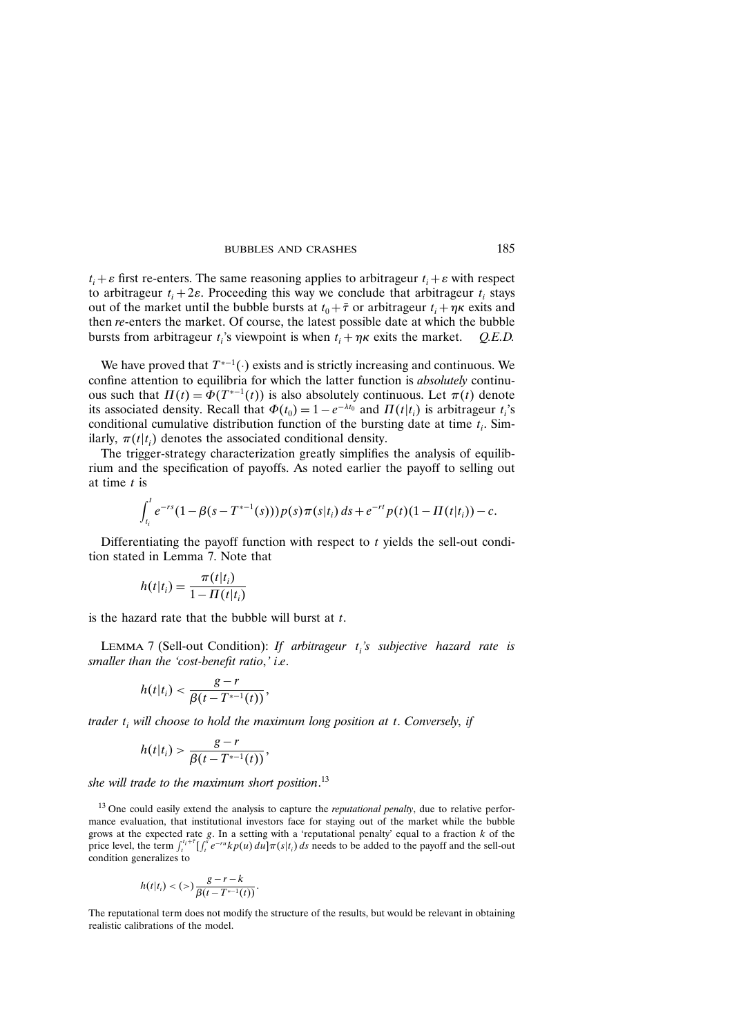$t_i + \varepsilon$ first re-enters. The same reasoning applies to arbitrageur $t_i + \varepsilon$ with respect to arbitrageur $t_i + 2\varepsilon$. Proceeding this way we conclude that arbitrageur $t_i$ stays out of the market until the bubble bursts at $t_0 + \bar{\tau}$ or arbitrageur $t_i + \eta\kappa$ exits and then *re*-enters the market. Of course, the latest possible date at which the bubble bursts from arbitrageur $t_i$'s viewpoint is when $t_i + \eta\kappa$ exits the market. *Q.E.D.*

We have proved that $T^{*-1}(\cdot)$ exists and is strictly increasing and continuous. We confine attention to equilibria for which the latter function is *absolutely* continuous such that $\Pi(t) = \Phi(T^{*-1}(t))$ is also absolutely continuous. Let $\pi(t)$ denote its associated density. Recall that $\Phi(t_0) = 1 - e^{-\lambda t_0}$ and $\Pi(t|t_i)$ is arbitrageur $t_i$'s conditional cumulative distribution function of the bursting date at time $t_i$. Similarly, $\pi(t|t_i)$ denotes the associated conditional density.

The trigger-strategy characterization greatly simplifies the analysis of equilibrium and the specification of payoffs. As noted earlier the payoff to selling out at time $t$ is

$$\int_{t_i}^{t} e^{-rs}(1 - \beta(s - T^{*-1}(s)))p(s)\pi(s|t_i)\,ds + e^{-rt}p(t)(1 - \Pi(t|t_i)) - c.$$

Differentiating the payoff function with respect to $t$ yields the sell-out condition stated in Lemma 7. Note that

$$h(t|t_i) = \frac{\pi(t|t_i)}{1 - \Pi(t|t_i)}$$

is the hazard rate that the bubble will burst at $t$.

LEMMA 7 (Sell-out Condition): *If arbitrageur $t_i$'s subjective hazard rate is smaller than the 'cost-benefit ratio,' i.e.*

$$h(t|t_i) < \frac{g - r}{\beta(t - T^{*-1}(t))},$$

*trader $t_i$ will choose to hold the maximum long position at $t$. Conversely, if*

$$h(t|t_i) > \frac{g - r}{\beta(t - T^{*-1}(t))},$$

*she will trade to the maximum short position.*[13]

[13] One could easily extend the analysis to capture the *reputational penalty*, due to relative performance evaluation, that institutional investors face for staying out of the market while the bubble grows at the expected rate $g$. In a setting with a 'reputational penalty' equal to a fraction $k$ of the price level, the term $\int_t^{t_i+\bar{\tau}}[\int_t^s e^{-ru}kp(u)\,du]\pi(s|t_i)\,ds$ needs to be added to the payoff and the sell-out condition generalizes to

$$h(t|t_i) < (>)\, \frac{g - r - k}{\beta(t - T^{*-1}(t))}.$$

The reputational term does not modify the structure of the results, but would be relevant in obtaining realistic calibrations of the model.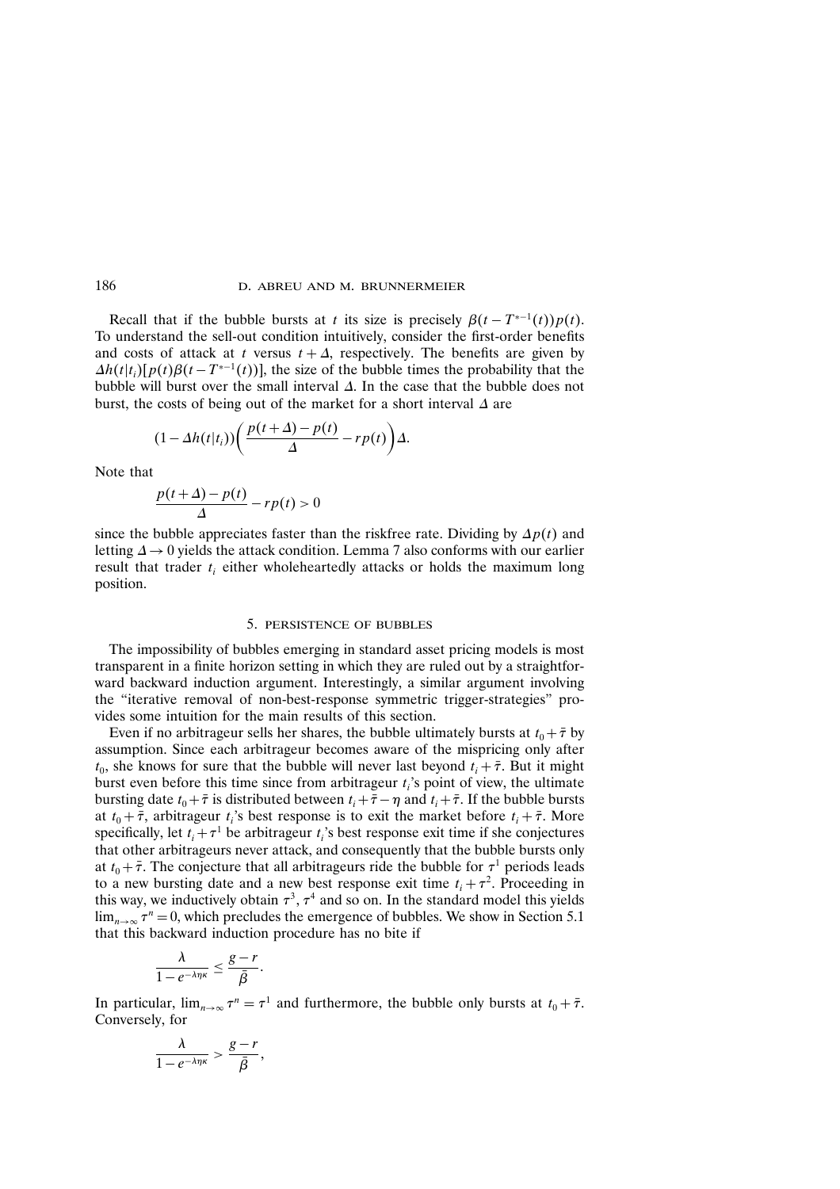Recall that if the bubble bursts at $t$ its size is precisely $\beta(t - T^{*-1}(t))p(t)$. To understand the sell-out condition intuitively, consider the first-order benefits and costs of attack at $t$ versus $t+\Delta$, respectively. The benefits are given by $\Delta h(t|t_i)[p(t)\beta(t - T^{*-1}(t))]$, the size of the bubble times the probability that the bubble will burst over the small interval $\Delta$. In the case that the bubble does not burst, the costs of being out of the market for a short interval $\Delta$ are

$$(1 - \Delta h(t|t_i))\left(\frac{p(t+\Delta) - p(t)}{\Delta} - rp(t)\right)\Delta.$$

Note that

$$\frac{p(t+\Delta) - p(t)}{\Delta} - rp(t) > 0$$

since the bubble appreciates faster than the riskfree rate. Dividing by $\Delta p(t)$ and letting $\Delta \to 0$ yields the attack condition. Lemma 7 also conforms with our earlier result that trader $t_i$ either wholeheartedly attacks or holds the maximum long position.

## 5. PERSISTENCE OF BUBBLES

The impossibility of bubbles emerging in standard asset pricing models is most transparent in a finite horizon setting in which they are ruled out by a straightforward backward induction argument. Interestingly, a similar argument involving the "iterative removal of non-best-response symmetric trigger-strategies" provides some intuition for the main results of this section.

Even if no arbitrageur sells her shares, the bubble ultimately bursts at $t_0 + \bar{\tau}$ by assumption. Since each arbitrageur becomes aware of the mispricing only after $t_0$, she knows for sure that the bubble will never last beyond $t_i + \bar{\tau}$. But it might burst even before this time since from arbitrageur $t_i$'s point of view, the ultimate bursting date $t_0 + \bar{\tau}$ is distributed between $t_i + \bar{\tau} - \eta$ and $t_i + \bar{\tau}$. If the bubble bursts at $t_0 + \bar{\tau}$, arbitrageur $t_i$'s best response is to exit the market before $t_i + \bar{\tau}$. More specifically, let $t_i + \tau^1$ be arbitrageur $t_i$'s best response exit time if she conjectures that other arbitrageurs never attack, and consequently that the bubble bursts only at $t_0 + \bar{\tau}$. The conjecture that all arbitrageurs ride the bubble for $\tau^1$ periods leads to a new bursting date and a new best response exit time $t_i + \tau^2$. Proceeding in this way, we inductively obtain $\tau^3$, $\tau^4$ and so on. In the standard model this yields $\lim_{n\to\infty} \tau^n = 0$, which precludes the emergence of bubbles. We show in Section 5.1 that this backward induction procedure has no bite if

$$\frac{\lambda}{1 - e^{-\lambda\eta\kappa}} \leq \frac{g - r}{\bar{\beta}}.$$

In particular, $\lim_{n\to\infty} \tau^n = \tau^1$ and furthermore, the bubble only bursts at $t_0 + \bar{\tau}$. Conversely, for

$$\frac{\lambda}{1 - e^{-\lambda\eta\kappa}} > \frac{g - r}{\bar{\beta}},$$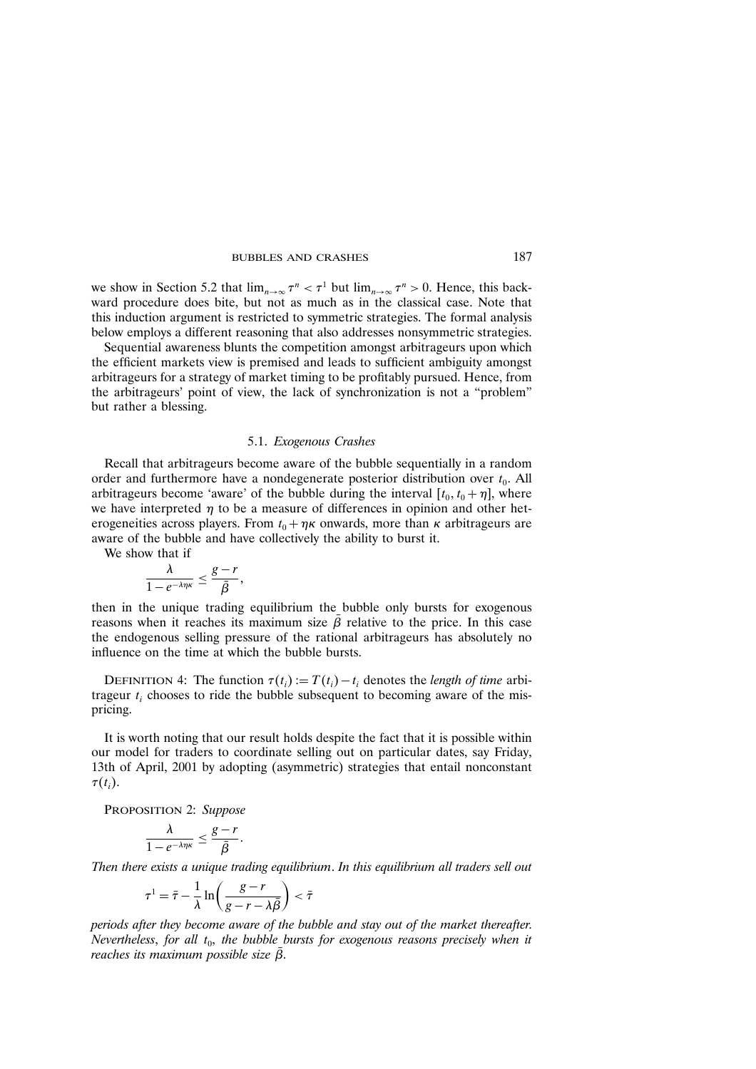we show in Section 5.2 that $\lim_{n\to\infty} \tau^n < \tau^1$ but $\lim_{n\to\infty} \tau^n > 0$. Hence, this backward procedure does bite, but not as much as in the classical case. Note that this induction argument is restricted to symmetric strategies. The formal analysis below employs a different reasoning that also addresses nonsymmetric strategies.

Sequential awareness blunts the competition amongst arbitrageurs upon which the efficient markets view is premised and leads to sufficient ambiguity amongst arbitrageurs for a strategy of market timing to be profitably pursued. Hence, from the arbitrageurs' point of view, the lack of synchronization is not a "problem" but rather a blessing.

### 5.1. *Exogenous Crashes*

Recall that arbitrageurs become aware of the bubble sequentially in a random order and furthermore have a nondegenerate posterior distribution over $t_0$. All arbitrageurs become 'aware' of the bubble during the interval $[t_0, t_0 + \eta]$, where we have interpreted $\eta$ to be a measure of differences in opinion and other heterogeneities across players. From $t_0 + \eta\kappa$ onwards, more than $\kappa$ arbitrageurs are aware of the bubble and have collectively the ability to burst it.

We show that if

$$\frac{\lambda}{1 - e^{-\lambda\eta\kappa}} \leq \frac{g - r}{\bar{\beta}},$$

then in the unique trading equilibrium the bubble only bursts for exogenous reasons when it reaches its maximum size $\bar{\beta}$ relative to the price. In this case the endogenous selling pressure of the rational arbitrageurs has absolutely no influence on the time at which the bubble bursts.

DEFINITION 4: The function $\tau(t_i) := T(t_i) - t_i$ denotes the *length of time* arbitrageur $t_i$ chooses to ride the bubble subsequent to becoming aware of the mispricing.

It is worth noting that our result holds despite the fact that it is possible within our model for traders to coordinate selling out on particular dates, say Friday, 13th of April, 2001 by adopting (asymmetric) strategies that entail nonconstant $\tau(t_i)$.

PROPOSITION 2: *Suppose*

$$\frac{\lambda}{1 - e^{-\lambda\eta\kappa}} \leq \frac{g - r}{\bar{\beta}}.$$

*Then there exists a unique trading equilibrium. In this equilibrium all traders sell out*

$$\tau^1 = \bar{\tau} - \frac{1}{\lambda} \ln\left(\frac{g - r}{g - r - \lambda\bar{\beta}}\right) < \bar{\tau}$$

*periods after they become aware of the bubble and stay out of the market thereafter. Nevertheless, for all $t_0$, the bubble bursts for exogenous reasons precisely when it reaches its maximum possible size $\bar{\beta}$.*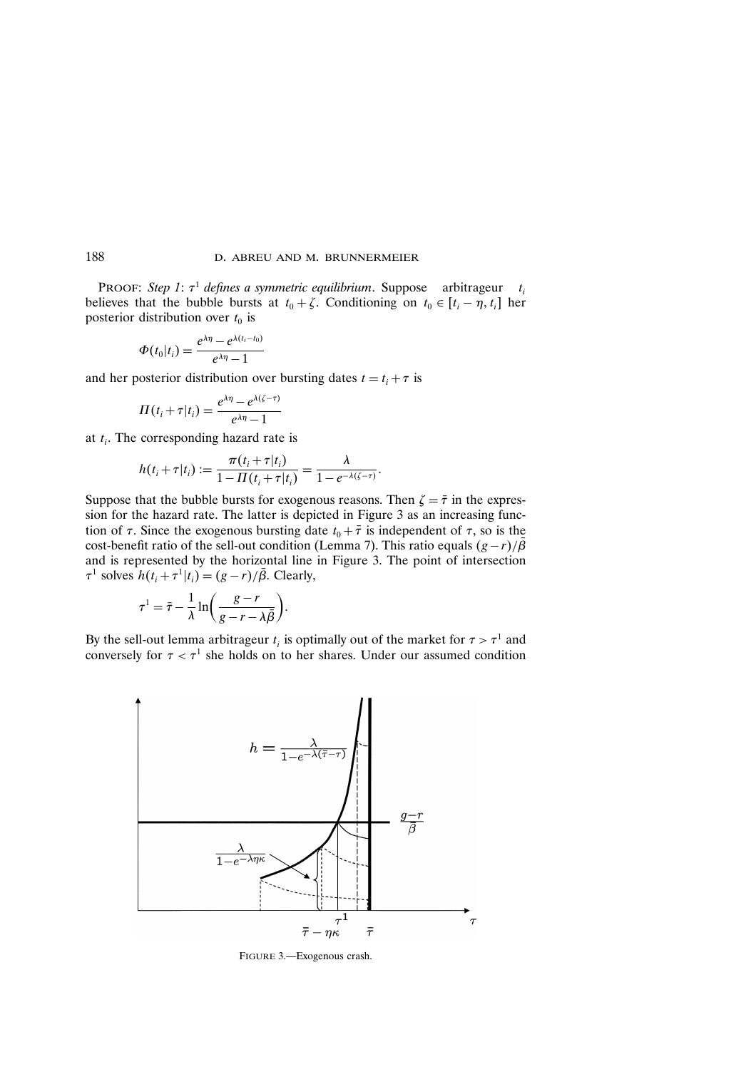PROOF: *Step 1*: $\tau^1$ *defines a symmetric equilibrium*. Suppose arbitrageur $t_i$ believes that the bubble bursts at $t_0 + \zeta$. Conditioning on $t_0 \in [t_i - \eta, t_i]$ her posterior distribution over $t_0$ is

$$\Phi(t_0|t_i) = \frac{e^{\lambda\eta} - e^{\lambda(t_i - t_0)}}{e^{\lambda\eta} - 1}$$

and her posterior distribution over bursting dates $t = t_i + \tau$ is

$$\Pi(t_i + \tau|t_i) = \frac{e^{\lambda\eta} - e^{\lambda(\zeta - \tau)}}{e^{\lambda\eta} - 1}$$

at $t_i$. The corresponding hazard rate is

$$h(t_i + \tau|t_i) := \frac{\pi(t_i + \tau|t_i)}{1 - \Pi(t_i + \tau|t_i)} = \frac{\lambda}{1 - e^{-\lambda(\zeta - \tau)}}.$$

Suppose that the bubble bursts for exogenous reasons. Then $\zeta = \bar{\tau}$ in the expression for the hazard rate. The latter is depicted in Figure 3 as an increasing function of $\tau$. Since the exogenous bursting date $t_0 + \bar{\tau}$ is independent of $\tau$, so is the cost-benefit ratio of the sell-out condition (Lemma 7). This ratio equals $(g - r)/\bar{\beta}$ and is represented by the horizontal line in Figure 3. The point of intersection $\tau^1$ solves $h(t_i + \tau^1|t_i) = (g - r)/\bar{\beta}$. Clearly,

$$\tau^1 = \bar{\tau} - \frac{1}{\lambda}\ln\left(\frac{g - r}{g - r - \lambda\bar{\beta}}\right).$$

By the sell-out lemma arbitrageur $t_i$ is optimally out of the market for $\tau > \tau^1$ and conversely for $\tau < \tau^1$ she holds on to her shares. Under our assumed condition

FIGURE 3.—Exogenous crash.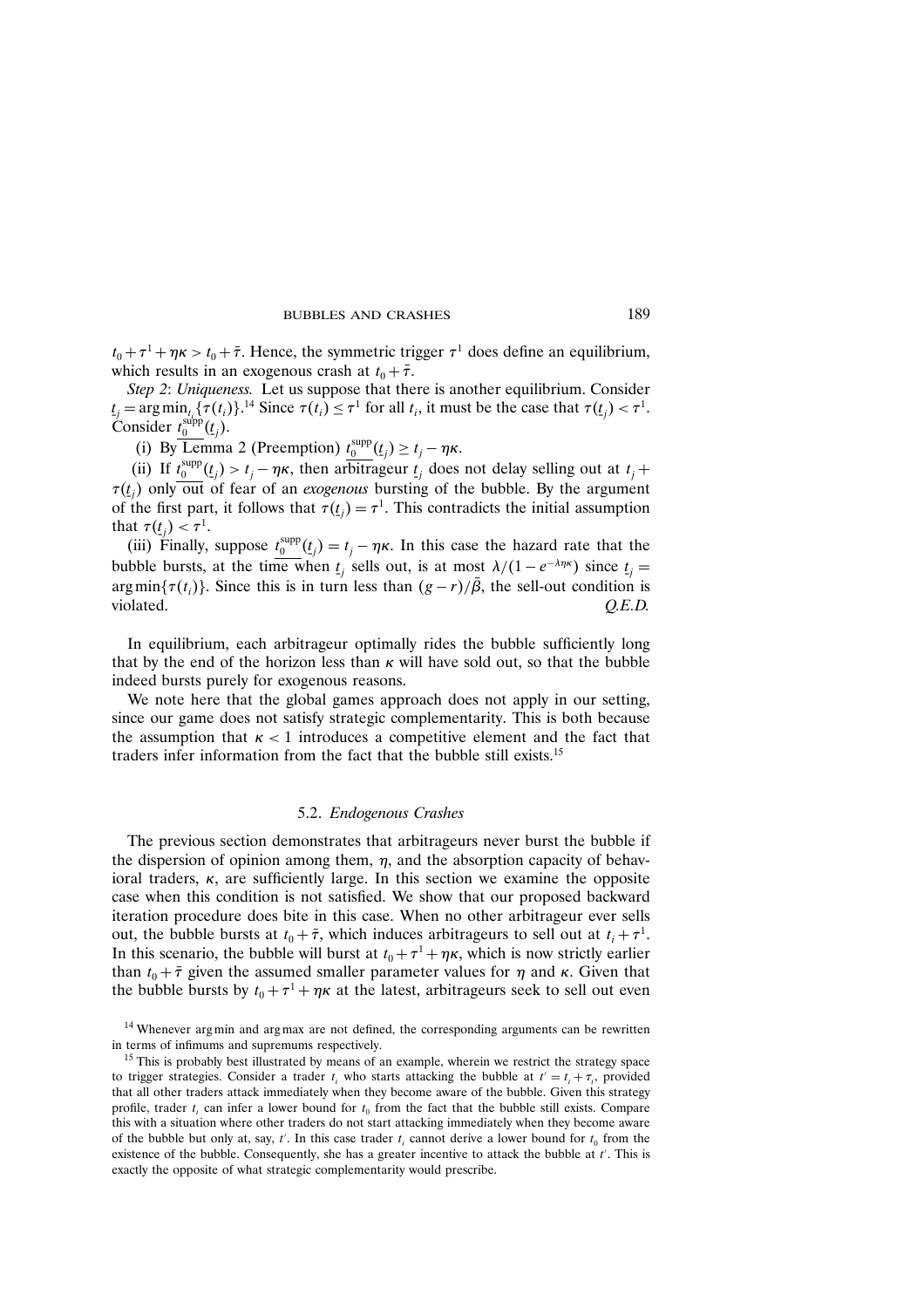$t_0 + \tau^1 + \eta\kappa > t_0 + \bar{\tau}$. Hence, the symmetric trigger $\tau^1$ does define an equilibrium, which results in an exogenous crash at $t_0 + \bar{\tau}$.

*Step 2: Uniqueness.* Let us suppose that there is another equilibrium. Consider $\underline{t_j} = \arg\min_{t_i}\{\tau(t_i)\}$.[14] Since $\tau(t_i) \le \tau^1$ for all $t_i$, it must be the case that $\tau(\underline{t_j}) < \tau^1$. Consider $t_0^{\text{supp}}(\underline{t_j})$.

(i) By Lemma 2 (Preemption) $t_0^{\text{supp}}(\underline{t_j}) \ge t_j - \eta\kappa$.

(ii) If $t_0^{\text{supp}}(\underline{t_j}) > t_j - \eta\kappa$, then arbitrageur $\underline{t_j}$ does not delay selling out at $t_j + \tau(\underline{t_j})$ only out of fear of an *exogenous* bursting of the bubble. By the argument of the first part, it follows that $\tau(\underline{t_j}) = \tau^1$. This contradicts the initial assumption that $\tau(\underline{t_j}) < \tau^1$.

(iii) Finally, suppose $t_0^{\text{supp}}(\underline{t_j}) = t_j - \eta\kappa$. In this case the hazard rate that the bubble bursts, at the time when $\underline{t_j}$ sells out, is at most $\lambda/(1 - e^{-\lambda\eta\kappa})$ since $\underline{t_j} = \arg\min\{\tau(t_i)\}$. Since this is in turn less than $(g - r)/\bar{\beta}$, the sell-out condition is violated. *Q.E.D.*

In equilibrium, each arbitrageur optimally rides the bubble sufficiently long that by the end of the horizon less than $\kappa$ will have sold out, so that the bubble indeed bursts purely for exogenous reasons.

We note here that the global games approach does not apply in our setting, since our game does not satisfy strategic complementarity. This is both because the assumption that $\kappa < 1$ introduces a competitive element and the fact that traders infer information from the fact that the bubble still exists.[15]

### 5.2. *Endogenous Crashes*

The previous section demonstrates that arbitrageurs never burst the bubble if the dispersion of opinion among them, $\eta$, and the absorption capacity of behavioral traders, $\kappa$, are sufficiently large. In this section we examine the opposite case when this condition is not satisfied. We show that our proposed backward iteration procedure does bite in this case. When no other arbitrageur ever sells out, the bubble bursts at $t_0 + \bar{\tau}$, which induces arbitrageurs to sell out at $t_i + \tau^1$. In this scenario, the bubble will burst at $t_0 + \tau^1 + \eta\kappa$, which is now strictly earlier than $t_0 + \bar{\tau}$ given the assumed smaller parameter values for $\eta$ and $\kappa$. Given that the bubble bursts by $t_0 + \tau^1 + \eta\kappa$ at the latest, arbitrageurs seek to sell out even

[14] Whenever arg min and arg max are not defined, the corresponding arguments can be rewritten in terms of infimums and supremums respectively.

[15] This is probably best illustrated by means of an example, wherein we restrict the strategy space to trigger strategies. Consider a trader $t_i$ who starts attacking the bubble at $t' = t_i + \tau_i$, provided that all other traders attack immediately when they become aware of the bubble. Given this strategy profile, trader $t_i$ can infer a lower bound for $t_0$ from the fact that the bubble still exists. Compare this with a situation where other traders do not start attacking immediately when they become aware of the bubble but only at, say, $t'$. In this case trader $t_i$ cannot derive a lower bound for $t_0$ from the existence of the bubble. Consequently, she has a greater incentive to attack the bubble at $t'$. This is exactly the opposite of what strategic complementarity would prescribe.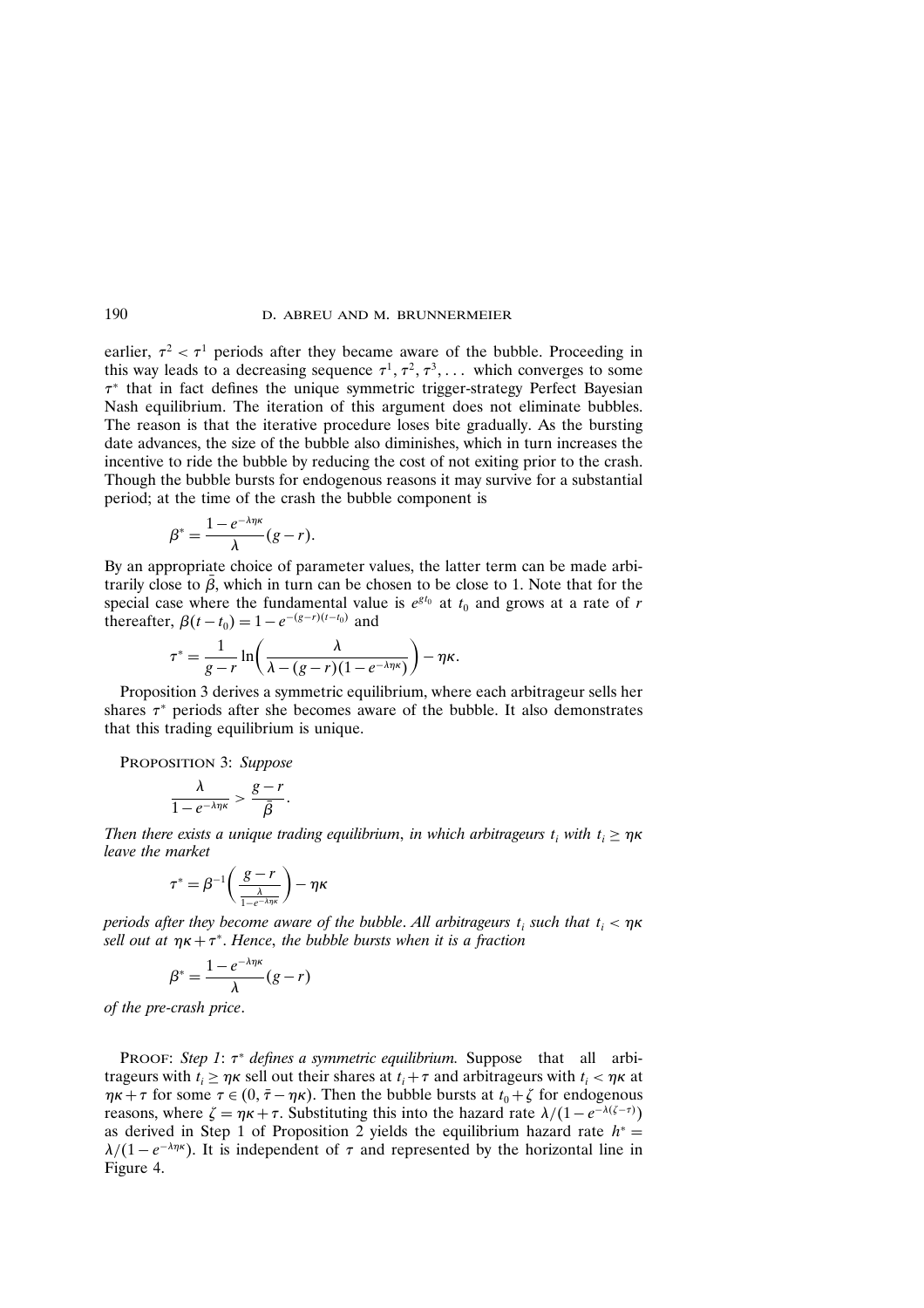earlier, $\tau^2 < \tau^1$ periods after they became aware of the bubble. Proceeding in this way leads to a decreasing sequence $\tau^1, \tau^2, \tau^3, \ldots$ which converges to some $\tau^*$ that in fact defines the unique symmetric trigger-strategy Perfect Bayesian Nash equilibrium. The iteration of this argument does not eliminate bubbles. The reason is that the iterative procedure loses bite gradually. As the bursting date advances, the size of the bubble also diminishes, which in turn increases the incentive to ride the bubble by reducing the cost of not exiting prior to the crash. Though the bubble bursts for endogenous reasons it may survive for a substantial period; at the time of the crash the bubble component is

$$\beta^* = \frac{1 - e^{-\lambda\eta\kappa}}{\lambda}(g - r).$$

By an appropriate choice of parameter values, the latter term can be made arbitrarily close to $\bar{\beta}$, which in turn can be chosen to be close to 1. Note that for the special case where the fundamental value is $e^{gt_0}$ at $t_0$ and grows at a rate of $r$ thereafter, $\beta(t - t_0) = 1 - e^{-(g-r)(t-t_0)}$ and

$$\tau^* = \frac{1}{g - r}\ln\left(\frac{\lambda}{\lambda - (g - r)(1 - e^{-\lambda\eta\kappa})}\right) - \eta\kappa.$$

Proposition 3 derives a symmetric equilibrium, where each arbitrageur sells her shares $\tau^*$ periods after she becomes aware of the bubble. It also demonstrates that this trading equilibrium is unique.

Proposition 3: *Suppose*

$$\frac{\lambda}{1 - e^{-\lambda\eta\kappa}} > \frac{g - r}{\bar{\beta}}.$$

*Then there exists a unique trading equilibrium, in which arbitrageurs $t_i$ with $t_i \geq \eta\kappa$ leave the market*

$$\tau^* = \beta^{-1}\left(\frac{g - r}{\frac{\lambda}{1 - e^{-\lambda\eta\kappa}}}\right) - \eta\kappa$$

*periods after they become aware of the bubble. All arbitrageurs $t_i$ such that $t_i < \eta\kappa$ sell out at $\eta\kappa + \tau^*$. Hence, the bubble bursts when it is a fraction*

$$\beta^* = \frac{1 - e^{-\lambda\eta\kappa}}{\lambda}(g - r)$$

*of the pre-crash price.*

Proof: *Step 1: $\tau^*$ defines a symmetric equilibrium.* Suppose that all arbitrageurs with $t_i \geq \eta\kappa$ sell out their shares at $t_i + \tau$ and arbitrageurs with $t_i < \eta\kappa$ at $\eta\kappa + \tau$ for some $\tau \in (0, \bar{\tau} - \eta\kappa)$. Then the bubble bursts at $t_0 + \zeta$ for endogenous reasons, where $\zeta = \eta\kappa + \tau$. Substituting this into the hazard rate $\lambda/(1 - e^{-\lambda(\zeta - \tau)})$ as derived in Step 1 of Proposition 2 yields the equilibrium hazard rate $h^* = \lambda/(1 - e^{-\lambda\eta\kappa})$. It is independent of $\tau$ and represented by the horizontal line in Figure 4.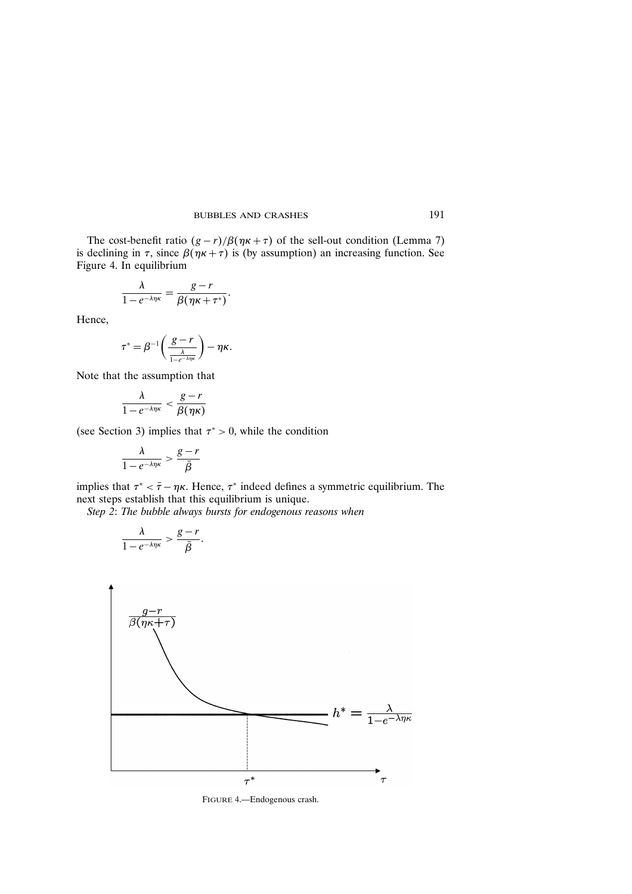The cost-benefit ratio $(g-r)/\beta(\eta\kappa+\tau)$ of the sell-out condition (Lemma 7) is declining in $\tau$, since $\beta(\eta\kappa+\tau)$ is (by assumption) an increasing function. See Figure 4. In equilibrium

$$\frac{\lambda}{1-e^{-\lambda\eta\kappa}} = \frac{g-r}{\beta(\eta\kappa+\tau^*)}.$$

Hence,

$$\tau^* = \beta^{-1}\left(\frac{g-r}{\frac{\lambda}{1-e^{-\lambda\eta\kappa}}}\right) - \eta\kappa.$$

Note that the assumption that

$$\frac{\lambda}{1-e^{-\lambda\eta\kappa}} < \frac{g-r}{\beta(\eta\kappa)}$$

(see Section 3) implies that $\tau^* > 0$, while the condition

$$\frac{\lambda}{1-e^{-\lambda\eta\kappa}} > \frac{g-r}{\bar{\beta}}$$

implies that $\tau^* < \bar{\tau} - \eta\kappa$. Hence, $\tau^*$ indeed defines a symmetric equilibrium. The next steps establish that this equilibrium is unique.

*Step 2*: *The bubble always bursts for endogenous reasons when*

$$\frac{\lambda}{1-e^{-\lambda\eta\kappa}} > \frac{g-r}{\bar{\beta}}.$$

FIGURE 4.—Endogenous crash.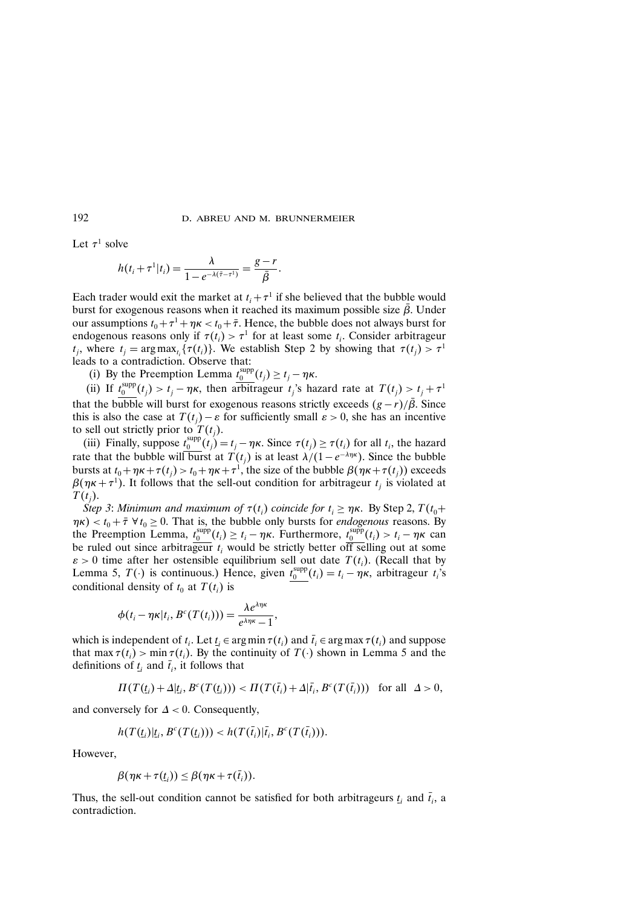Let $\tau^1$ solve

$$h(t_i+\tau^1|t_i) = \frac{\lambda}{1-e^{-\lambda(\bar{\tau}-\tau^1)}} = \frac{g-r}{\bar{\beta}}.$$

Each trader would exit the market at $t_i+\tau^1$ if she believed that the bubble would burst for exogenous reasons when it reached its maximum possible size $\bar{\beta}$. Under our assumptions $t_0+\tau^1+\eta\kappa < t_0+\bar{\tau}$. Hence, the bubble does not always burst for endogenous reasons only if $\tau(t_i) > \tau^1$ for at least some $t_i$. Consider arbitrageur $t_j$, where $t_j = \arg\max_{t_i}\{\tau(t_i)\}$. We establish Step 2 by showing that $\tau(t_j) > \tau^1$ leads to a contradiction. Observe that:

(i) By the Preemption Lemma $\underline{t_0^{\text{supp}}}(t_j) \geq t_j - \eta\kappa$.

(ii) If $\underline{t_0^{\text{supp}}}(t_j) > t_j - \eta\kappa$, then arbitrageur $t_j$'s hazard rate at $T(t_j) > t_j+\tau^1$ that the bubble will burst for exogenous reasons strictly exceeds $(g-r)/\bar{\beta}$. Since this is also the case at $T(t_j)-\varepsilon$ for sufficiently small $\varepsilon > 0$, she has an incentive to sell out strictly prior to $T(t_j)$.

(iii) Finally, suppose $\underline{t_0^{\text{supp}}}(t_j) = t_j - \eta\kappa$. Since $\tau(t_j) \geq \tau(t_i)$ for all $t_i$, the hazard rate that the bubble will burst at $T(t_j)$ is at least $\lambda/(1-e^{-\lambda\eta\kappa})$. Since the bubble bursts at $t_0+\eta\kappa+\tau(t_j) > t_0+\eta\kappa+\tau^1$, the size of the bubble $\beta(\eta\kappa+\tau(t_j))$ exceeds $\beta(\eta\kappa+\tau^1)$. It follows that the sell-out condition for arbitrageur $t_j$ is violated at $T(t_j)$.

*Step 3*: *Minimum and maximum of $\tau(t_i)$ coincide for $t_i \geq \eta\kappa$.* By Step 2, $T(t_0+\eta\kappa) < t_0+\bar{\tau}\ \forall t_0 \geq 0$. That is, the bubble only bursts for *endogenous* reasons. By the Preemption Lemma, $\underline{t_0^{\text{supp}}}(t_i) \geq t_i - \eta\kappa$. Furthermore, $\underline{t_0^{\text{supp}}}(t_i) > t_i - \eta\kappa$ can be ruled out since arbitrageur $t_i$ would be strictly better off selling out at some $\varepsilon > 0$ time after her ostensible equilibrium sell out date $T(t_i)$. (Recall that by Lemma 5, $T(\cdot)$ is continuous.) Hence, given $\underline{t_0^{\text{supp}}}(t_i) = t_i - \eta\kappa$, arbitrageur $t_i$'s conditional density of $t_0$ at $T(t_i)$ is

$$\phi(t_i-\eta\kappa|t_i, B^c(T(t_i))) = \frac{\lambda e^{\lambda\eta\kappa}}{e^{\lambda\eta\kappa}-1},$$

which is independent of $t_i$. Let $\underline{t}_i \in \arg\min\tau(t_i)$ and $\bar{t}_i \in \arg\max\tau(t_i)$ and suppose that $\max\tau(t_i) > \min\tau(t_i)$. By the continuity of $T(\cdot)$ shown in Lemma 5 and the definitions of $\underline{t}_i$ and $\bar{t}_i$, it follows that

$$\Pi(T(\underline{t}_i)+\Delta|\underline{t}_i, B^c(T(\underline{t}_i))) < \Pi(T(\bar{t}_i)+\Delta|\bar{t}_i, B^c(T(\bar{t}_i))) \quad \text{for all} \quad \Delta > 0,$$

and conversely for $\Delta < 0$. Consequently,

$$h(T(\underline{t}_i)|\underline{t}_i, B^c(T(\underline{t}_i))) < h(T(\bar{t}_i)|\bar{t}_i, B^c(T(\bar{t}_i))).$$

However,

$$\beta(\eta\kappa+\tau(\underline{t}_i)) \leq \beta(\eta\kappa+\tau(\bar{t}_i)).$$

Thus, the sell-out condition cannot be satisfied for both arbitrageurs $\underline{t}_i$ and $\bar{t}_i$, a contradiction.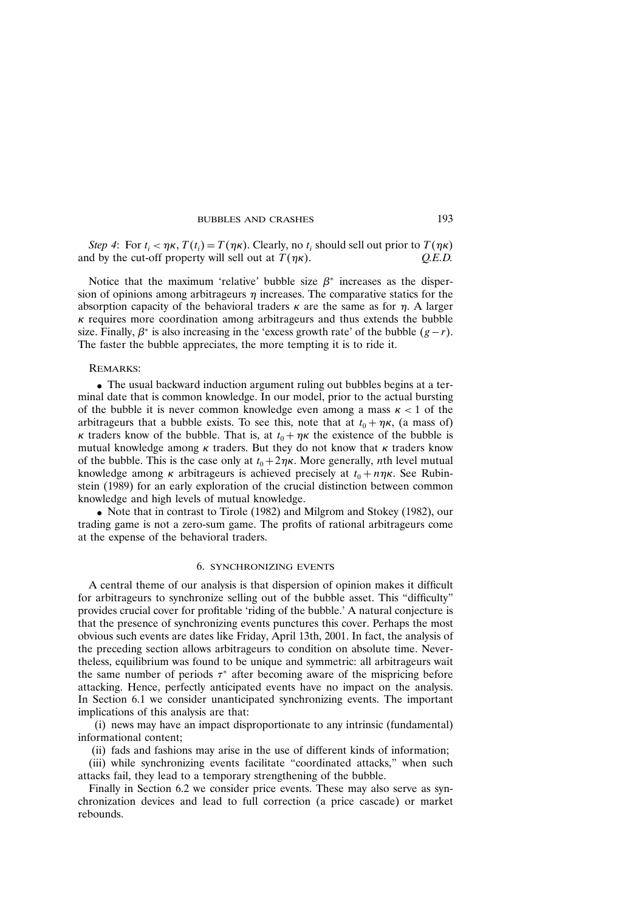*Step 4*: For $t_i < \eta\kappa$, $T(t_i) = T(\eta\kappa)$. Clearly, no $t_i$ should sell out prior to $T(\eta\kappa)$ and by the cut-off property will sell out at $T(\eta\kappa)$. *Q.E.D.*

Notice that the maximum 'relative' bubble size $\beta^*$ increases as the dispersion of opinions among arbitrageurs $\eta$ increases. The comparative statics for the absorption capacity of the behavioral traders $\kappa$ are the same as for $\eta$. A larger $\kappa$ requires more coordination among arbitrageurs and thus extends the bubble size. Finally, $\beta^*$ is also increasing in the 'excess growth rate' of the bubble $(g - r)$. The faster the bubble appreciates, the more tempting it is to ride it.

REMARKS:

- The usual backward induction argument ruling out bubbles begins at a terminal date that is common knowledge. In our model, prior to the actual bursting of the bubble it is never common knowledge even among a mass $\kappa < 1$ of the arbitrageurs that a bubble exists. To see this, note that at $t_0 + \eta\kappa$, (a mass of) $\kappa$ traders know of the bubble. That is, at $t_0 + \eta\kappa$ the existence of the bubble is mutual knowledge among $\kappa$ traders. But they do not know that $\kappa$ traders know of the bubble. This is the case only at $t_0 + 2\eta\kappa$. More generally, $n$th level mutual knowledge among $\kappa$ arbitrageurs is achieved precisely at $t_0 + n\eta\kappa$. See Rubinstein (1989) for an early exploration of the crucial distinction between common knowledge and high levels of mutual knowledge.
- Note that in contrast to Tirole (1982) and Milgrom and Stokey (1982), our trading game is not a zero-sum game. The profits of rational arbitrageurs come at the expense of the behavioral traders.

## 6. SYNCHRONIZING EVENTS

A central theme of our analysis is that dispersion of opinion makes it difficult for arbitrageurs to synchronize selling out of the bubble asset. This "difficulty" provides crucial cover for profitable 'riding of the bubble.' A natural conjecture is that the presence of synchronizing events punctures this cover. Perhaps the most obvious such events are dates like Friday, April 13th, 2001. In fact, the analysis of the preceding section allows arbitrageurs to condition on absolute time. Nevertheless, equilibrium was found to be unique and symmetric: all arbitrageurs wait the same number of periods $\tau^*$ after becoming aware of the mispricing before attacking. Hence, perfectly anticipated events have no impact on the analysis. In Section 6.1 we consider unanticipated synchronizing events. The important implications of this analysis are that:

(i) news may have an impact disproportionate to any intrinsic (fundamental) informational content;

(ii) fads and fashions may arise in the use of different kinds of information;

(iii) while synchronizing events facilitate "coordinated attacks," when such attacks fail, they lead to a temporary strengthening of the bubble.

Finally in Section 6.2 we consider price events. These may also serve as synchronization devices and lead to full correction (a price cascade) or market rebounds.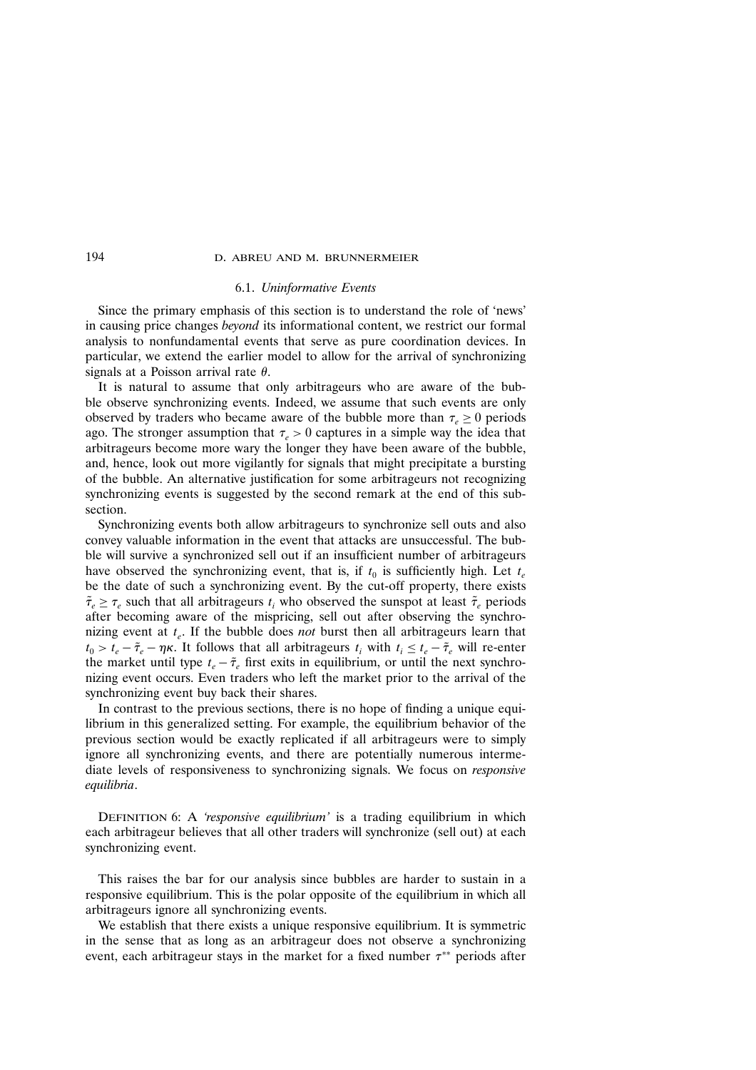### 6.1. *Uninformative Events*

Since the primary emphasis of this section is to understand the role of 'news' in causing price changes *beyond* its informational content, we restrict our formal analysis to nonfundamental events that serve as pure coordination devices. In particular, we extend the earlier model to allow for the arrival of synchronizing signals at a Poisson arrival rate $\theta$.

It is natural to assume that only arbitrageurs who are aware of the bubble observe synchronizing events. Indeed, we assume that such events are only observed by traders who became aware of the bubble more than $\tau_e \geq 0$ periods ago. The stronger assumption that $\tau_e > 0$ captures in a simple way the idea that arbitrageurs become more wary the longer they have been aware of the bubble, and, hence, look out more vigilantly for signals that might precipitate a bursting of the bubble. An alternative justification for some arbitrageurs not recognizing synchronizing events is suggested by the second remark at the end of this subsection.

Synchronizing events both allow arbitrageurs to synchronize sell outs and also convey valuable information in the event that attacks are unsuccessful. The bubble will survive a synchronized sell out if an insufficient number of arbitrageurs have observed the synchronizing event, that is, if $t_0$ is sufficiently high. Let $t_e$ be the date of such a synchronizing event. By the cut-off property, there exists $\tilde{\tau}_e \geq \tau_e$ such that all arbitrageurs $t_i$ who observed the sunspot at least $\tilde{\tau}_e$ periods after becoming aware of the mispricing, sell out after observing the synchronizing event at $t_e$. If the bubble does *not* burst then all arbitrageurs learn that $t_0 > t_e - \tilde{\tau}_e - \eta\kappa$. It follows that all arbitrageurs $t_i$ with $t_i \leq t_e - \tilde{\tau}_e$ will re-enter the market until type $t_e - \tilde{\tau}_e$ first exits in equilibrium, or until the next synchronizing event occurs. Even traders who left the market prior to the arrival of the synchronizing event buy back their shares.

In contrast to the previous sections, there is no hope of finding a unique equilibrium in this generalized setting. For example, the equilibrium behavior of the previous section would be exactly replicated if all arbitrageurs were to simply ignore all synchronizing events, and there are potentially numerous intermediate levels of responsiveness to synchronizing signals. We focus on *responsive equilibria*.

DEFINITION 6: A *'responsive equilibrium'* is a trading equilibrium in which each arbitrageur believes that all other traders will synchronize (sell out) at each synchronizing event.

This raises the bar for our analysis since bubbles are harder to sustain in a responsive equilibrium. This is the polar opposite of the equilibrium in which all arbitrageurs ignore all synchronizing events.

We establish that there exists a unique responsive equilibrium. It is symmetric in the sense that as long as an arbitrageur does not observe a synchronizing event, each arbitrageur stays in the market for a fixed number $\tau^{**}$ periods after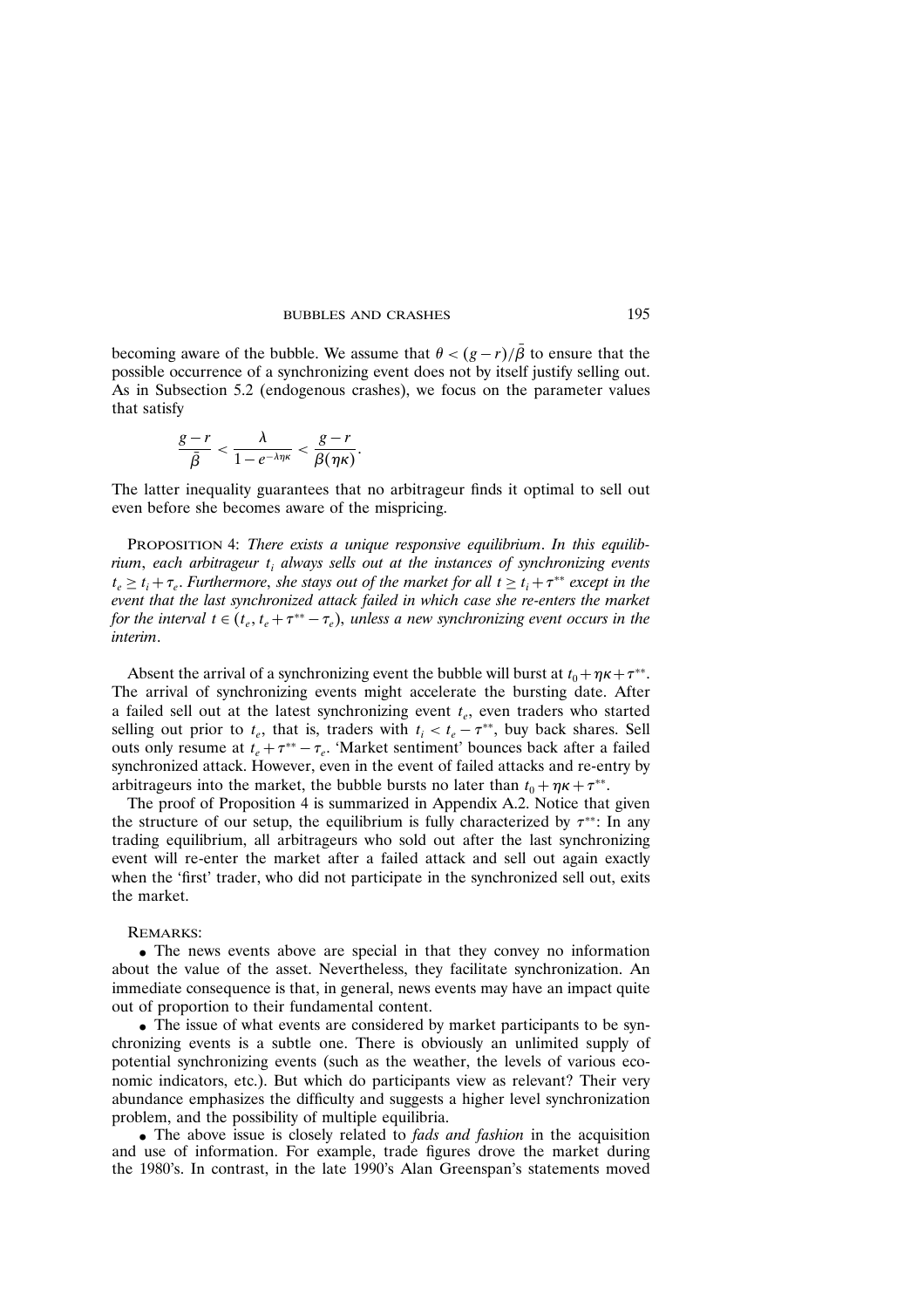becoming aware of the bubble. We assume that $\theta < (g-r)/\bar{\beta}$ to ensure that the possible occurrence of a synchronizing event does not by itself justify selling out. As in Subsection 5.2 (endogenous crashes), we focus on the parameter values that satisfy

$$\frac{g-r}{\bar{\beta}} < \frac{\lambda}{1-e^{-\lambda\eta\kappa}} < \frac{g-r}{\beta(\eta\kappa)}.$$

The latter inequality guarantees that no arbitrageur finds it optimal to sell out even before she becomes aware of the mispricing.

PROPOSITION 4: *There exists a unique responsive equilibrium. In this equilibrium, each arbitrageur $t_i$ always sells out at the instances of synchronizing events $t_e \geq t_i + \tau_e$. Furthermore, she stays out of the market for all $t \geq t_i + \tau^{**}$ except in the event that the last synchronized attack failed in which case she re-enters the market for the interval $t \in (t_e, t_e + \tau^{**} - \tau_e)$, unless a new synchronizing event occurs in the interim.*

Absent the arrival of a synchronizing event the bubble will burst at $t_0 + \eta\kappa + \tau^{**}$. The arrival of synchronizing events might accelerate the bursting date. After a failed sell out at the latest synchronizing event $t_e$, even traders who started selling out prior to $t_e$, that is, traders with $t_i < t_e - \tau^{**}$, buy back shares. Sell outs only resume at $t_e + \tau^{**} - \tau_e$. 'Market sentiment' bounces back after a failed synchronized attack. However, even in the event of failed attacks and re-entry by arbitrageurs into the market, the bubble bursts no later than $t_0 + \eta\kappa + \tau^{**}$.

The proof of Proposition 4 is summarized in Appendix A.2. Notice that given the structure of our setup, the equilibrium is fully characterized by $\tau^{**}$: In any trading equilibrium, all arbitrageurs who sold out after the last synchronizing event will re-enter the market after a failed attack and sell out again exactly when the 'first' trader, who did not participate in the synchronized sell out, exits the market.

REMARKS:

- The news events above are special in that they convey no information about the value of the asset. Nevertheless, they facilitate synchronization. An immediate consequence is that, in general, news events may have an impact quite out of proportion to their fundamental content.
- The issue of what events are considered by market participants to be synchronizing events is a subtle one. There is obviously an unlimited supply of potential synchronizing events (such as the weather, the levels of various economic indicators, etc.). But which do participants view as relevant? Their very abundance emphasizes the difficulty and suggests a higher level synchronization problem, and the possibility of multiple equilibria.
- The above issue is closely related to *fads and fashion* in the acquisition and use of information. For example, trade figures drove the market during the 1980's. In contrast, in the late 1990's Alan Greenspan's statements moved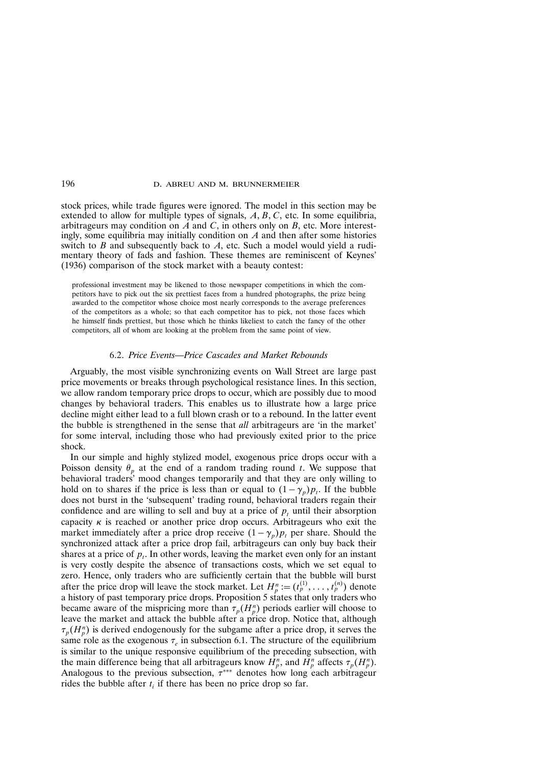stock prices, while trade figures were ignored. The model in this section may be extended to allow for multiple types of signals, $A$, $B$, $C$, etc. In some equilibria, arbitrageurs may condition on $A$ and $C$, in others only on $B$, etc. More interestingly, some equilibria may initially condition on $A$ and then after some histories switch to $B$ and subsequently back to $A$, etc. Such a model would yield a rudimentary theory of fads and fashion. These themes are reminiscent of Keynes' (1936) comparison of the stock market with a beauty contest:

> professional investment may be likened to those newspaper competitions in which the competitors have to pick out the six prettiest faces from a hundred photographs, the prize being awarded to the competitor whose choice most nearly corresponds to the average preferences of the competitors as a whole; so that each competitor has to pick, not those faces which he himself finds prettiest, but those which he thinks likeliest to catch the fancy of the other competitors, all of whom are looking at the problem from the same point of view.

### 6.2. *Price Events—Price Cascades and Market Rebounds*

Arguably, the most visible synchronizing events on Wall Street are large past price movements or breaks through psychological resistance lines. In this section, we allow random temporary price drops to occur, which are possibly due to mood changes by behavioral traders. This enables us to illustrate how a large price decline might either lead to a full blown crash or to a rebound. In the latter event the bubble is strengthened in the sense that *all* arbitrageurs are 'in the market' for some interval, including those who had previously exited prior to the price shock.

In our simple and highly stylized model, exogenous price drops occur with a Poisson density $\theta_p$ at the end of a random trading round $t$. We suppose that behavioral traders' mood changes temporarily and that they are only willing to hold on to shares if the price is less than or equal to $(1-\gamma_p)p_t$. If the bubble does not burst in the 'subsequent' trading round, behavioral traders regain their confidence and are willing to sell and buy at a price of $p_t$ until their absorption capacity $\kappa$ is reached or another price drop occurs. Arbitrageurs who exit the market immediately after a price drop receive $(1-\gamma_p)p_t$ per share. Should the synchronized attack after a price drop fail, arbitrageurs can only buy back their shares at a price of $p_t$. In other words, leaving the market even only for an instant is very costly despite the absence of transactions costs, which we set equal to zero. Hence, only traders who are sufficiently certain that the bubble will burst after the price drop will leave the stock market. Let $H_p^n := (t_p^{(1)}, \ldots, t_p^{(n)})$ denote a history of past temporary price drops. Proposition 5 states that only traders who became aware of the mispricing more than $\tau_p(H_p^n)$ periods earlier will choose to leave the market and attack the bubble after a price drop. Notice that, although $\tau_p(H_p^n)$ is derived endogenously for the subgame after a price drop, it serves the same role as the exogenous $\tau_e$ in subsection 6.1. The structure of the equilibrium is similar to the unique responsive equilibrium of the preceding subsection, with the main difference being that all arbitrageurs know $H_p^n$, and $H_p^n$ affects $\tau_p(H_p^n)$. Analogous to the previous subsection, $\tau^{***}$ denotes how long each arbitrageur rides the bubble after $t_i$ if there has been no price drop so far.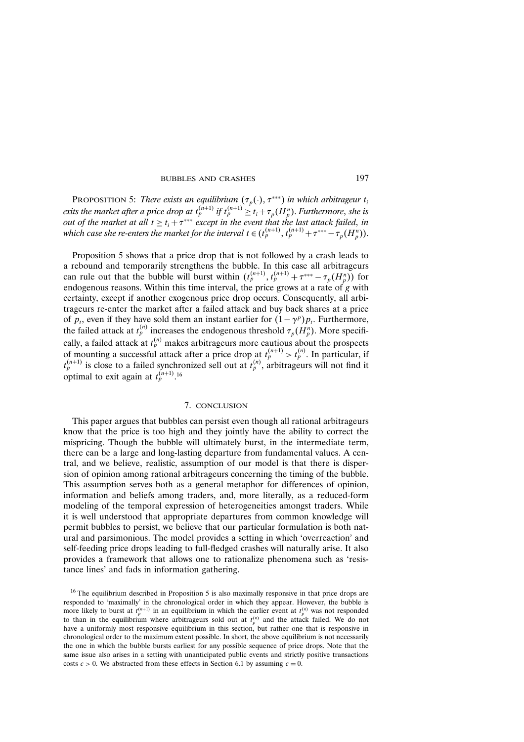PROPOSITION 5: *There exists an equilibrium* $(\tau_p(\cdot), \tau^{***})$ *in which arbitrageur* $t_i$ *exits the market after a price drop at* $t_p^{(n+1)}$ *if* $t_p^{(n+1)} \geq t_i + \tau_p(H_p^n)$. *Furthermore, she is out of the market at all* $t \geq t_i + \tau^{***}$ *except in the event that the last attack failed, in which case she re-enters the market for the interval* $t \in (t_p^{(n+1)}, t_p^{(n+1)} + \tau^{***} - \tau_p(H_p^n))$.

Proposition 5 shows that a price drop that is not followed by a crash leads to a rebound and temporarily strengthens the bubble. In this case all arbitrageurs can rule out that the bubble will burst within $(t_p^{(n+1)}, t_p^{(n+1)} + \tau^{***} - \tau_p(H_p^n))$ for endogenous reasons. Within this time interval, the price grows at a rate of $g$ with certainty, except if another exogenous price drop occurs. Consequently, all arbitrageurs re-enter the market after a failed attack and buy back shares at a price of $p_t$, even if they have sold them an instant earlier for $(1-\gamma^p)p_t$. Furthermore, the failed attack at $t_p^{(n)}$ increases the endogenous threshold $\tau_p(H_p^n)$. More specifically, a failed attack at $t_p^{(n)}$ makes arbitrageurs more cautious about the prospects of mounting a successful attack after a price drop at $t_p^{(n+1)} > t_p^{(n)}$. In particular, if $t_p^{(n+1)}$ is close to a failed synchronized sell out at $t_p^{(n)}$, arbitrageurs will not find it optimal to exit again at $t_p^{(n+1)}$.[16]

## 7. CONCLUSION

This paper argues that bubbles can persist even though all rational arbitrageurs know that the price is too high and they jointly have the ability to correct the mispricing. Though the bubble will ultimately burst, in the intermediate term, there can be a large and long-lasting departure from fundamental values. A central, and we believe, realistic, assumption of our model is that there is dispersion of opinion among rational arbitrageurs concerning the timing of the bubble. This assumption serves both as a general metaphor for differences of opinion, information and beliefs among traders, and, more literally, as a reduced-form modeling of the temporal expression of heterogeneities amongst traders. While it is well understood that appropriate departures from common knowledge will permit bubbles to persist, we believe that our particular formulation is both natural and parsimonious. The model provides a setting in which 'overreaction' and self-feeding price drops leading to full-fledged crashes will naturally arise. It also provides a framework that allows one to rationalize phenomena such as 'resistance lines' and fads in information gathering.

[16] The equilibrium described in Proposition 5 is also maximally responsive in that price drops are responded to 'maximally' in the chronological order in which they appear. However, the bubble is more likely to burst at $t_p^{(n+1)}$ in an equilibrium in which the earlier event at $t_p^{(n)}$ was not responded to than in the equilibrium where arbitrageurs sold out at $t_p^{(n)}$ and the attack failed. We do not have a uniformly most responsive equilibrium in this section, but rather one that is responsive in chronological order to the maximum extent possible. In short, the above equilibrium is not necessarily the one in which the bubble bursts earliest for any possible sequence of price drops. Note that the same issue also arises in a setting with unanticipated public events and strictly positive transactions costs $c > 0$. We abstracted from these effects in Section 6.1 by assuming $c = 0$.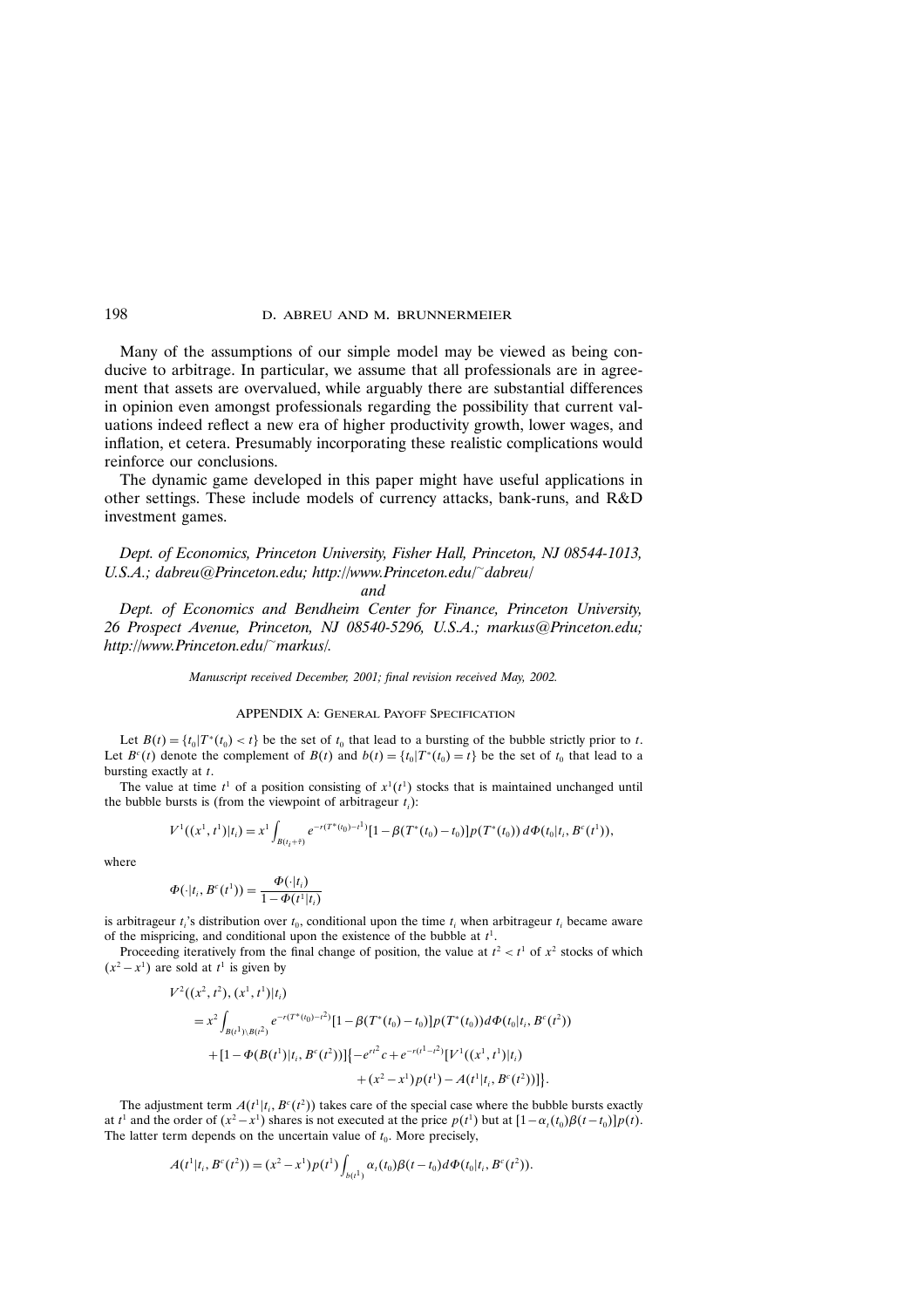Many of the assumptions of our simple model may be viewed as being conducive to arbitrage. In particular, we assume that all professionals are in agreement that assets are overvalued, while arguably there are substantial differences in opinion even amongst professionals regarding the possibility that current valuations indeed reflect a new era of higher productivity growth, lower wages, and inflation, et cetera. Presumably incorporating these realistic complications would reinforce our conclusions.

The dynamic game developed in this paper might have useful applications in other settings. These include models of currency attacks, bank-runs, and R&D investment games.

*Dept. of Economics, Princeton University, Fisher Hall, Princeton, NJ 08544-1013, U.S.A.; dabreu@Princeton.edu; http://www.Princeton.edu/~dabreu/*

*and*

*Dept. of Economics and Bendheim Center for Finance, Princeton University, 26 Prospect Avenue, Princeton, NJ 08540-5296, U.S.A.; markus@Princeton.edu; http://www.Princeton.edu/~markus/.*

*Manuscript received December, 2001; final revision received May, 2002.*

## APPENDIX A: General Payoff Specification

Let $B(t) = \{t_0 | T^*(t_0) < t\}$ be the set of $t_0$ that lead to a bursting of the bubble strictly prior to $t$. Let $B^c(t)$ denote the complement of $B(t)$ and $b(t) = \{t_0 | T^*(t_0) = t\}$ be the set of $t_0$ that lead to a bursting exactly at $t$.

The value at time $t^1$ of a position consisting of $x^1(t^1)$ stocks that is maintained unchanged until the bubble bursts is (from the viewpoint of arbitrageur $t_i$):

$$V^1((x^1, t^1)|t_i) = x^1 \int_{B(t_i+\bar{\tau})} e^{-r(T^*(t_0)-t^1)}[1-\beta(T^*(t_0)-t_0)]p(T^*(t_0))\, d\Phi(t_0|t_i, B^c(t^1)),$$

where

$$\Phi(\cdot|t_i, B^c(t^1)) = \frac{\Phi(\cdot|t_i)}{1-\Phi(t^1|t_i)}$$

is arbitrageur $t_i$'s distribution over $t_0$, conditional upon the time $t_i$ when arbitrageur $t_i$ became aware of the mispricing, and conditional upon the existence of the bubble at $t^1$.

Proceeding iteratively from the final change of position, the value at $t^2 < t^1$ of $x^2$ stocks of which $(x^2 - x^1)$ are sold at $t^1$ is given by

$$\begin{aligned}
&V^2((x^2, t^2), (x^1, t^1)|t_i)\\
&\quad = x^2 \int_{B(t^1)\setminus B(t^2)} e^{-r(T^*(t_0)-t^2)}[1-\beta(T^*(t_0)-t_0)]p(T^*(t_0))d\Phi(t_0|t_i, B^c(t^2))\\
&\qquad + [1-\Phi(B(t^1)|t_i, B^c(t^2))]\big\{-e^{rt^2}c + e^{-r(t^1-t^2)}[V^1((x^1, t^1)|t_i)\\
&\qquad\qquad + (x^2-x^1)p(t^1) - A(t^1|t_i, B^c(t^2))]\big\}.
\end{aligned}$$

The adjustment term $A(t^1|t_i, B^c(t^2))$ takes care of the special case where the bubble bursts exactly at $t^1$ and the order of $(x^2-x^1)$ shares is not executed at the price $p(t^1)$ but at $[1-\alpha_i(t_0)\beta(t-t_0)]p(t)$. The latter term depends on the uncertain value of $t_0$. More precisely,

$$A(t^1|t_i, B^c(t^2)) = (x^2-x^1)p(t^1)\int_{b(t^1)} \alpha_i(t_0)\beta(t-t_0)d\Phi(t_0|t_i, B^c(t^2)).$$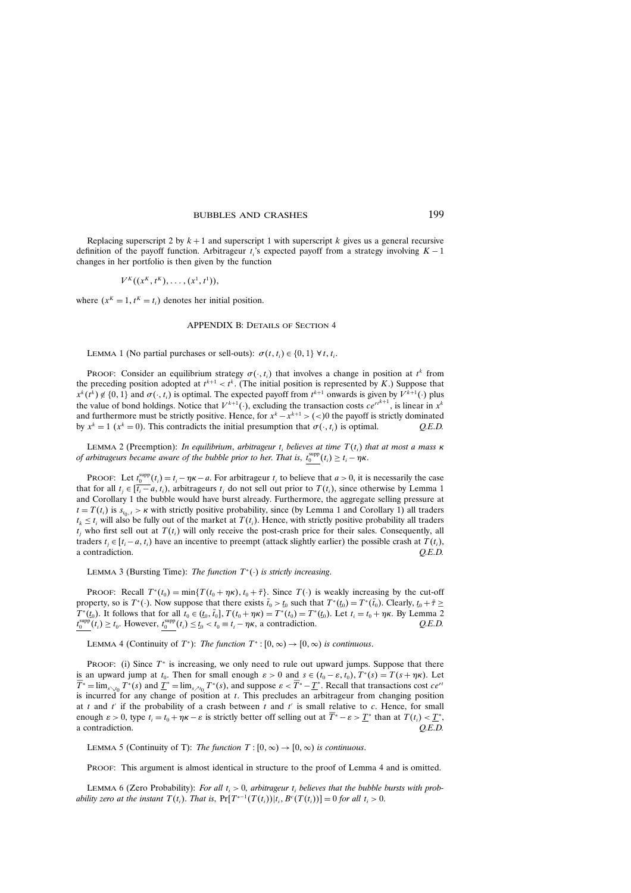Replacing superscript 2 by $k+1$ and superscript 1 with superscript $k$ gives us a general recursive definition of the payoff function. Arbitrageur $t_i$'s expected payoff from a strategy involving $K-1$ changes in her portfolio is then given by the function

$$V^K((x^K, t^K), \ldots, (x^1, t^1)),$$

where $(x^K = 1, t^K = t_i)$ denotes her initial position.

## Appendix B: Details of Section 4

Lemma 1 (No partial purchases or sell-outs): $\sigma(t, t_i) \in \{0, 1\}\ \forall t, t_i$.

Proof: Consider an equilibrium strategy $\sigma(\cdot, t_i)$ that involves a change in position at $t^k$ from the preceding position adopted at $t^{k+1} < t^k$. (The initial position is represented by $K$.) Suppose that $x^k(t^k) \notin \{0, 1\}$ and $\sigma(\cdot, t_i)$ is optimal. The expected payoff from $t^{k+1}$ onwards is given by $V^{k+1}(\cdot)$ plus the value of bond holdings. Notice that $V^{k+1}(\cdot)$, excluding the transaction costs $ce^{rt^{k+1}}$, is linear in $x^k$ and furthermore must be strictly positive. Hence, for $x^k - x^{k+1} > (<) 0$ the payoff is strictly dominated by $x^k = 1$ ($x^k = 0$). This contradicts the initial presumption that $\sigma(\cdot, t_i)$ is optimal. *Q.E.D.*

Lemma 2 (Preemption): *In equilibrium, arbitrageur $t_i$ believes at time $T(t_i)$ that at most a mass $\kappa$ of arbitrageurs became aware of the bubble prior to her. That is, $\underline{t_0^{\text{supp}}}(t_i) \geq t_i - \eta\kappa$.*

Proof: Let $\underline{t_0^{\text{supp}}}(t_i) = t_i - \eta\kappa - a$. For arbitrageur $t_i$ to believe that $a > 0$, it is necessarily the case that for all $t_j \in [\overline{t_i - a}, t_i)$, arbitrageurs $t_j$ do not sell out prior to $T(t_i)$, since otherwise by Lemma 1 and Corollary 1 the bubble would have burst already. Furthermore, the aggregate selling pressure at $t = T(t_i)$ is $s_{t_0, t} > \kappa$ with strictly positive probability, since (by Lemma 1 and Corollary 1) all traders $t_k \leq t_i$ will also be fully out of the market at $T(t_i)$. Hence, with strictly positive probability all traders $t_j$ who first sell out at $T(t_i)$ will only receive the post-crash price for their sales. Consequently, all traders $t_j \in [t_i - a, t_i)$ have an incentive to preempt (attack slightly earlier) the possible crash at $T(t_i)$, a contradiction. *Q.E.D.*

Lemma 3 (Bursting Time): *The function $T^*(\cdot)$ is strictly increasing.*

Proof: Recall $T^*(t_0) = \min\{T(t_0 + \eta\kappa), t_0 + \bar{\tau}\}$. Since $T(\cdot)$ is weakly increasing by the cut-off property, so is $T^*(\cdot)$. Now suppose that there exists $\bar{t}_0 > \underline{t}_0$ such that $T^*(\underline{t}_0) = T^*(\bar{t}_0)$. Clearly, $\underline{t}_0 + \bar{\tau} \geq T^*(\underline{t}_0)$. It follows that for all $t_0 \in (\underline{t}_0, \bar{t}_0]$, $T(t_0 + \eta\kappa) = T^*(t_0) = T^*(\underline{t}_0)$. Let $t_i = t_0 + \eta\kappa$. By Lemma 2 $\underline{t_0^{\text{supp}}}(t_i) \geq t_0$. However, $\underline{t_0^{\text{supp}}}(t_i) \leq \underline{t}_0 < t_0 \equiv t_i - \eta\kappa$, a contradiction. *Q.E.D.*

Lemma 4 (Continuity of $T^*$): *The function $T^* : [0, \infty) \to [0, \infty)$ is continuous.*

Proof: (i) Since $T^*$ is increasing, we only need to rule out upward jumps. Suppose that there is an upward jump at $t_0$. Then for small enough $\varepsilon > 0$ and $s \in (t_0 - \varepsilon, t_0)$, $T^*(s) = T(s + \eta\kappa)$. Let $\overline{T}^* = \lim_{s \searrow t_0} T^*(s)$ and $\underline{T}^* = \lim_{s \nearrow t_0} T^*(s)$, and suppose $\varepsilon < \overline{T}^* - \underline{T}^*$. Recall that transactions cost $ce^{rt}$ is incurred for any change of position at $t$. This precludes an arbitrageur from changing position at $t$ and $t'$ if the probability of a crash between $t$ and $t'$ is small relative to $c$. Hence, for small enough $\varepsilon > 0$, type $t_i = t_0 + \eta\kappa - \varepsilon$ is strictly better off selling out at $\overline{T}^* - \varepsilon > \underline{T}^*$ than at $T(t_i) < \underline{T}^*$, a contradiction. *Q.E.D.*

Lemma 5 (Continuity of T): *The function $T : [0, \infty) \to [0, \infty)$ is continuous.*

Proof: This argument is almost identical in structure to the proof of Lemma 4 and is omitted.

Lemma 6 (Zero Probability): *For all $t_i > 0$, arbitrageur $t_i$ believes that the bubble bursts with probability zero at the instant $T(t_i)$. That is, $\Pr[T^{*-1}(T(t_i)) | t_i, B^c(T(t_i))] = 0$ for all $t_i > 0$.*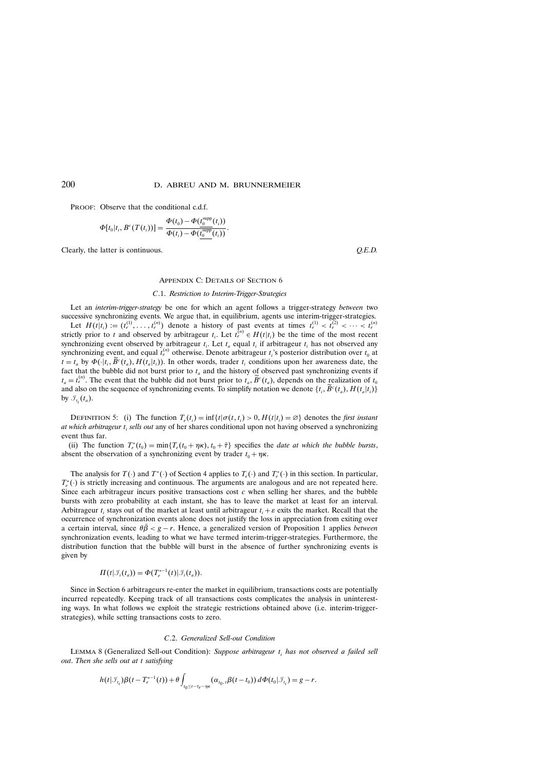PROOF: Observe that the conditional c.d.f.

$$\Phi[t_0|t_i, B^c(T(t_i))] = \frac{\Phi(t_0) - \Phi(\underline{t_0^{\text{supp}}}(t_i))}{\Phi(t_i) - \Phi(\underline{t_0^{\text{supp}}}(t_i))}.$$

Clearly, the latter is continuous. *Q.E.D.*

## APPENDIX C: DETAILS OF SECTION 6

### C.1. *Restriction to Interim-Trigger-Strategies*

Let an *interim-trigger-strategy* be one for which an agent follows a trigger-strategy *between* two successive synchronizing events. We argue that, in equilibrium, agents use interim-trigger-strategies.

Let $H(t|t_i) := (t_e^{(1)}, \ldots, t_e^{(n)})$ denote a history of past events at times $t_e^{(1)} < t_e^{(2)} < \cdots < t_e^{(n)}$ strictly prior to $t$ and observed by arbitrageur $t_i$. Let $t_e^{(n)} \in H(t|t_i)$ be the time of the most recent synchronizing event observed by arbitrageur $t_i$. Let $t_a$ equal $t_i$ if arbitrageur $t_i$ has not observed any synchronizing event, and equal $t_e^{(n)}$ otherwise. Denote arbitrageur $t_i$'s posterior distribution over $t_0$ at $t = t_a$ by $\Phi(\cdot|t_i, \widetilde{B}^c(t_a), H(t_a|t_i))$. In other words, trader $t_i$ conditions upon her awareness date, the fact that the bubble did not burst prior to $t_a$ and the history of observed past synchronizing events if $t_a = t_e^{(n)}$. The event that the bubble did not burst prior to $t_a$, $\widetilde{B}^c(t_a)$, depends on the realization of $t_0$ and also on the sequence of synchronizing events. To simplify notation we denote $\{t_i, \widetilde{B}^c(t_a), H(t_a|t_i)\}$ by $\mathcal{I}_{t_i}(t_a)$.

DEFINITION 5: (i) The function $T_e(t_i) = \inf\{t|\sigma(t, t_i) > 0, H(t|t_i) = \varnothing\}$ denotes the *first instant at which arbitrageur $t_i$ sells out* any of her shares conditional upon not having observed a synchronizing event thus far.

(ii) The function $T_e^*(t_0) = \min\{T_e(t_0 + \eta\kappa), t_0 + \bar{\tau}\}$ specifies the *date at which the bubble bursts*, absent the observation of a synchronizing event by trader $t_0 + \eta\kappa$.

The analysis for $T(\cdot)$ and $T^*(\cdot)$ of Section 4 applies to $T_e(\cdot)$ and $T_e^*(\cdot)$ in this section. In particular, $T_e^*(\cdot)$ is strictly increasing and continuous. The arguments are analogous and are not repeated here. Since each arbitrageur incurs positive transactions cost $c$ when selling her shares, and the bubble bursts with zero probability at each instant, she has to leave the market at least for an interval. Arbitrageur $t_i$ stays out of the market at least until arbitrageur $t_i + \varepsilon$ exits the market. Recall that the occurrence of synchronization events alone does not justify the loss in appreciation from exiting over a certain interval, since $\theta\bar{\beta} < g - r$. Hence, a generalized version of Proposition 1 applies *between* synchronization events, leading to what we have termed interim-trigger-strategies. Furthermore, the distribution function that the bubble will burst in the absence of further synchronizing events is given by

$$\Pi(t|\mathcal{I}_i(t_a)) = \Phi(T_e^{*-1}(t)|\mathcal{I}_i(t_a)).$$

Since in Section 6 arbitrageurs re-enter the market in equilibrium, transactions costs are potentially incurred repeatedly. Keeping track of all transactions costs complicates the analysis in uninteresting ways. In what follows we exploit the strategic restrictions obtained above (i.e. interim-trigger-strategies), while setting transactions costs to zero.

### C.2. *Generalized Sell-out Condition*

LEMMA 8 (Generalized Sell-out Condition): *Suppose arbitrageur $t_i$ has not observed a failed sell out. Then she sells out at $t$ satisfying*

$$h(t|\mathcal{I}_{t_i})\beta(t - T_e^{*-1}(t)) + \theta \int_{t_0 \le t - \tau_e - \eta\kappa} (\alpha_{t_0, t}\beta(t - t_0))\, d\Phi(t_0|\mathcal{I}_{t_i}) = g - r.$$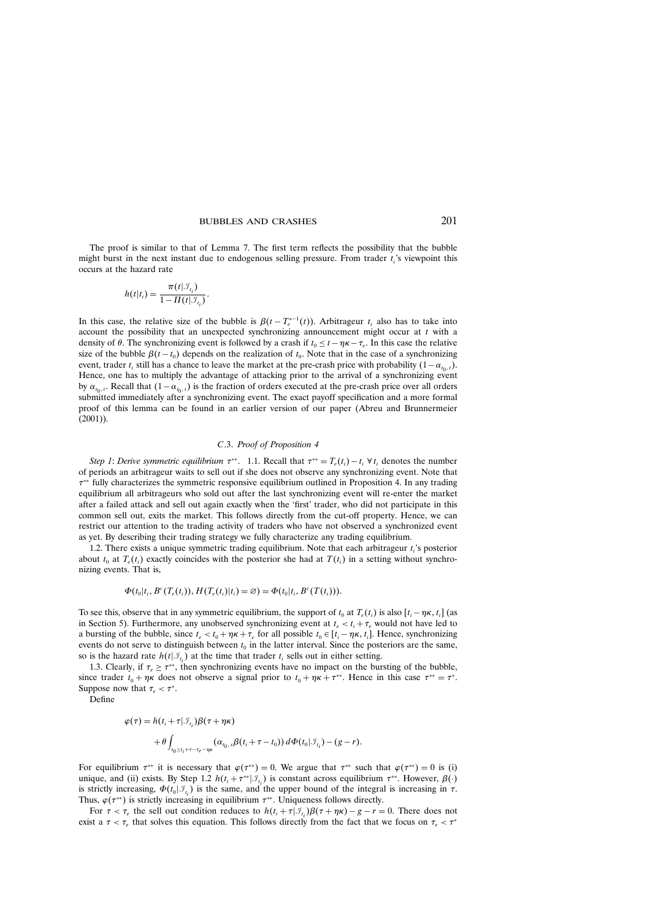The proof is similar to that of Lemma 7. The first term reflects the possibility that the bubble might burst in the next instant due to endogenous selling pressure. From trader $t_i$'s viewpoint this occurs at the hazard rate

$$h(t|t_i) = \frac{\pi(t|\mathcal{I}_{t_i})}{1-\Pi(t|\mathcal{I}_{t_i})}.$$

In this case, the relative size of the bubble is $\beta(t - T_e^{*-1}(t))$. Arbitrageur $t_i$ also has to take into account the possibility that an unexpected synchronizing announcement might occur at $t$ with a density of $\theta$. The synchronizing event is followed by a crash if $t_0 \le t - \eta\kappa - \tau_e$. In this case the relative size of the bubble $\beta(t-t_0)$ depends on the realization of $t_0$. Note that in the case of a synchronizing event, trader $t_i$ still has a chance to leave the market at the pre-crash price with probability $(1-\alpha_{t_0,t})$. Hence, one has to multiply the advantage of attacking prior to the arrival of a synchronizing event by $\alpha_{t_0,t}$. Recall that $(1-\alpha_{t_0,t})$ is the fraction of orders executed at the pre-crash price over all orders submitted immediately after a synchronizing event. The exact payoff specification and a more formal proof of this lemma can be found in an earlier version of our paper (Abreu and Brunnermeier (2001)).

### C.3. *Proof of Proposition 4*

*Step 1*: *Derive symmetric equilibrium $\tau^{**}$*. 1.1. Recall that $\tau^{**} = T_e(t_i) - t_i \; \forall \, t_i$ denotes the number of periods an arbitrageur waits to sell out if she does not observe any synchronizing event. Note that $\tau^{**}$ fully characterizes the symmetric responsive equilibrium outlined in Proposition 4. In any trading equilibrium all arbitrageurs who sold out after the last synchronizing event will re-enter the market after a failed attack and sell out again exactly when the 'first' trader, who did not participate in this common sell out, exits the market. This follows directly from the cut-off property. Hence, we can restrict our attention to the trading activity of traders who have not observed a synchronized event as yet. By describing their trading strategy we fully characterize any trading equilibrium.

1.2. There exists a unique symmetric trading equilibrium. Note that each arbitrageur $t_i$'s posterior about $t_0$ at $T_e(t_i)$ exactly coincides with the posterior she had at $T(t_i)$ in a setting without synchronizing events. That is,

$$\Phi(t_0|t_i, B^c(T_e(t_i)), H(T_e(t_i)|t_i) = \varnothing) = \Phi(t_0|t_i, B^c(T(t_i))).$$

To see this, observe that in any symmetric equilibrium, the support of $t_0$ at $T_e(t_i)$ is also $[t_i - \eta\kappa, t_i]$ (as in Section 5). Furthermore, any unobserved synchronizing event at $t_e < t_i + \tau_e$ would not have led to a bursting of the bubble, since $t_e < t_0 + \eta\kappa + \tau_e$ for all possible $t_0 \in [t_i - \eta\kappa, t_i]$. Hence, synchronizing events do not serve to distinguish between $t_0$ in the latter interval. Since the posteriors are the same, so is the hazard rate $h(t|\mathcal{I}_{t_i})$ at the time that trader $t_i$ sells out in either setting.

1.3. Clearly, if $\tau_e \ge \tau^{**}$, then synchronizing events have no impact on the bursting of the bubble, since trader $t_0 + \eta\kappa$ does not observe a signal prior to $t_0 + \eta\kappa + \tau^{**}$. Hence in this case $\tau^{**} = \tau^*$. Suppose now that $\tau_e < \tau^*$.

Define

$$\varphi(\tau) = h(t_i + \tau|\mathcal{I}_{t_i})\beta(\tau + \eta\kappa) + \theta \int_{t_0 \le t_i + \tau - \tau_e - \eta\kappa} (\alpha_{t_0,\cdot}\beta(t_i + \tau - t_0))\, d\Phi(t_0|\mathcal{I}_{t_i}) - (g - r).$$

For equilibrium $\tau^{**}$ it is necessary that $\varphi(\tau^{**}) = 0$. We argue that $\tau^{**}$ such that $\varphi(\tau^{**}) = 0$ is (i) unique, and (ii) exists. By Step 1.2 $h(t_i + \tau^{**}|\mathcal{I}_{t_i})$ is constant across equilibrium $\tau^{**}$. However, $\beta(\cdot)$ is strictly increasing, $\Phi(t_0|\mathcal{I}_{t_i})$ is the same, and the upper bound of the integral is increasing in $\tau$. Thus, $\varphi(\tau^{**})$ is strictly increasing in equilibrium $\tau^{**}$. Uniqueness follows directly.

For $\tau < \tau_e$ the sell out condition reduces to $h(t_i + \tau|\mathcal{I}_{t_i})\beta(\tau + \eta\kappa) - g - r = 0$. There does not exist a $\tau < \tau_e$ that solves this equation. This follows directly from the fact that we focus on $\tau_e < \tau^*$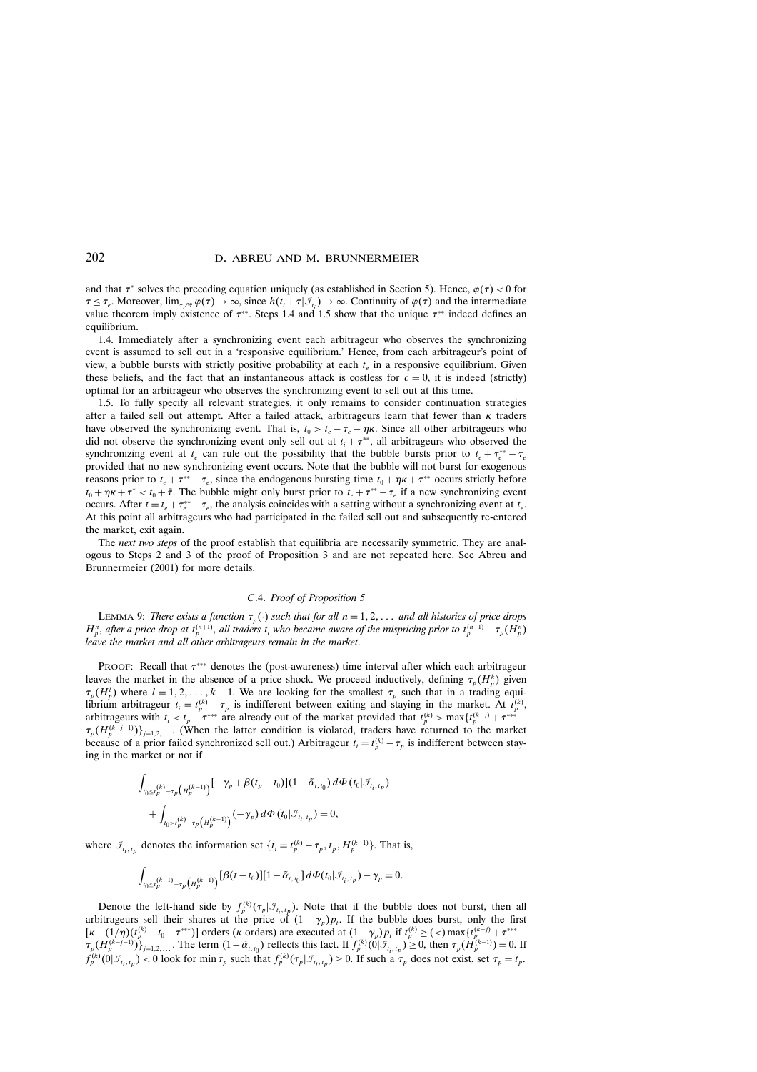and that $\tau^*$ solves the preceding equation uniquely (as established in Section 5). Hence, $\varphi(\tau) < 0$ for $\tau \leq \tau_e$. Moreover, $\lim_{\tau \nearrow \bar{\tau}} \varphi(\tau) \to \infty$, since $h(t_i + \tau | \mathcal{I}_{t_i}) \to \infty$. Continuity of $\varphi(\tau)$ and the intermediate value theorem imply existence of $\tau^{**}$. Steps 1.4 and 1.5 show that the unique $\tau^{**}$ indeed defines an equilibrium.

1.4. Immediately after a synchronizing event each arbitrageur who observes the synchronizing event is assumed to sell out in a 'responsive equilibrium.' Hence, from each arbitrageur's point of view, a bubble bursts with strictly positive probability at each $t_e$ in a responsive equilibrium. Given these beliefs, and the fact that an instantaneous attack is costless for $c = 0$, it is indeed (strictly) optimal for an arbitrageur who observes the synchronizing event to sell out at this time.

1.5. To fully specify all relevant strategies, it only remains to consider continuation strategies after a failed sell out attempt. After a failed attack, arbitrageurs learn that fewer than $\kappa$ traders have observed the synchronizing event. That is, $t_0 > t_e - \tau_e - \eta\kappa$. Since all other arbitrageurs who did not observe the synchronizing event only sell out at $t_i + \tau^{**}$, all arbitrageurs who observed the synchronizing event at $t_e$ can rule out the possibility that the bubble bursts prior to $t_e + \tau_e^{**} - \tau_e$ provided that no new synchronizing event occurs. Note that the bubble will not burst for exogenous reasons prior to $t_e + \tau^{**} - \tau_e$, since the endogenous bursting time $t_0 + \eta\kappa + \tau^{**}$ occurs strictly before $t_0 + \eta\kappa + \tau^* < t_0 + \bar{\tau}$. The bubble might only burst prior to $t_e + \tau^{**} - \tau_e$ if a new synchronizing event occurs. After $t = t_e + \tau_e^{**} - \tau_e$, the analysis coincides with a setting without a synchronizing event at $t_e$. At this point all arbitrageurs who had participated in the failed sell out and subsequently re-entered the market, exit again.

The *next two steps* of the proof establish that equilibria are necessarily symmetric. They are analogous to Steps 2 and 3 of the proof of Proposition 3 and are not repeated here. See Abreu and Brunnermeier (2001) for more details.

### C.4. *Proof of Proposition 5*

LEMMA 9: *There exists a function $\tau_p(\cdot)$ such that for all $n = 1, 2, \ldots$ and all histories of price drops $H_p^n$, after a price drop at $t_p^{(n+1)}$, all traders $t_i$ who became aware of the mispricing prior to $t_p^{(n+1)} - \tau_p(H_p^n)$ leave the market and all other arbitrageurs remain in the market.*

PROOF: Recall that $\tau^{***}$ denotes the (post-awareness) time interval after which each arbitrageur leaves the market in the absence of a price shock. We proceed inductively, defining $\tau_p(H_p^k)$ given $\tau_p(H_p^l)$ where $l = 1, 2, \ldots, k-1$. We are looking for the smallest $\tau_p$ such that in a trading equilibrium arbitrageur $t_i = t_p^{(k)} - \tau_p$ is indifferent between exiting and staying in the market. At $t_p^{(k)}$, arbitrageurs with $t_i < t_p - \tau^{***}$ are already out of the market provided that $t_p^{(k)} > \max\{t_p^{(k-j)} + \tau^{***} - \tau_p(H_p^{(k-j-1)})\}_{j=1,2,\ldots}$. (When the latter condition is violated, traders have returned to the market because of a prior failed synchronized sell out.) Arbitrageur $t_i = t_p^{(k)} - \tau_p$ is indifferent between staying in the market or not if

$$\int_{t_0 \leq t_p^{(k)} - \tau_p\left(H_p^{(k-1)}\right)} [-\gamma_p + \beta(t_p - t_0)](1 - \tilde{\alpha}_{t, t_0})\, d\Phi(t_0 | \mathcal{I}_{t_i, t_p})$$
$$+ \int_{t_0 > t_p^{(k)} - \tau_p\left(H_p^{(k-1)}\right)} (-\gamma_p)\, d\Phi(t_0 | \mathcal{I}_{t_i, t_p}) = 0,$$

where $\mathcal{I}_{t_i, t_p}$ denotes the information set $\{t_i = t_p^{(k)} - \tau_p, t_p, H_p^{(k-1)}\}$. That is,

$$\int_{t_0 \leq t_p^{(k-1)} - \tau_p\left(H_p^{(k-1)}\right)} [\beta(t - t_0)][1 - \tilde{\alpha}_{t, t_0}]\, d\Phi(t_0 | \mathcal{I}_{t_i, t_p}) - \gamma_p = 0.$$

Denote the left-hand side by $f_p^{(k)}(\tau_p | \mathcal{I}_{t_i, t_p})$. Note that if the bubble does not burst, then all arbitrageurs sell their shares at the price of $(1 - \gamma_p)p_t$. If the bubble does burst, only the first $[\kappa - (1/\eta)(t_p^{(k)} - t_0 - \tau^{***})]$ orders ($\kappa$ orders) are executed at $(1 - \gamma_p)p_t$ if $t_p^{(k)} \geq (<) \max\{t_p^{(k-j)} + \tau^{***} - \tau_p(H_p^{(k-j-1)})\}_{j=1,2,\ldots}$. The term $(1 - \tilde{\alpha}_{t, t_0})$ reflects this fact. If $f_p^{(k)}(0 | \mathcal{I}_{t_i, t_p}) \geq 0$, then $\tau_p(H_p^{(k-1)}) = 0$. If $f_p^{(k)}(0 | \mathcal{I}_{t_i, t_p}) < 0$ look for $\min \tau_p$ such that $f_p^{(k)}(\tau_p | \mathcal{I}_{t_i, t_p}) \geq 0$. If such a $\tau_p$ does not exist, set $\tau_p = t_p$.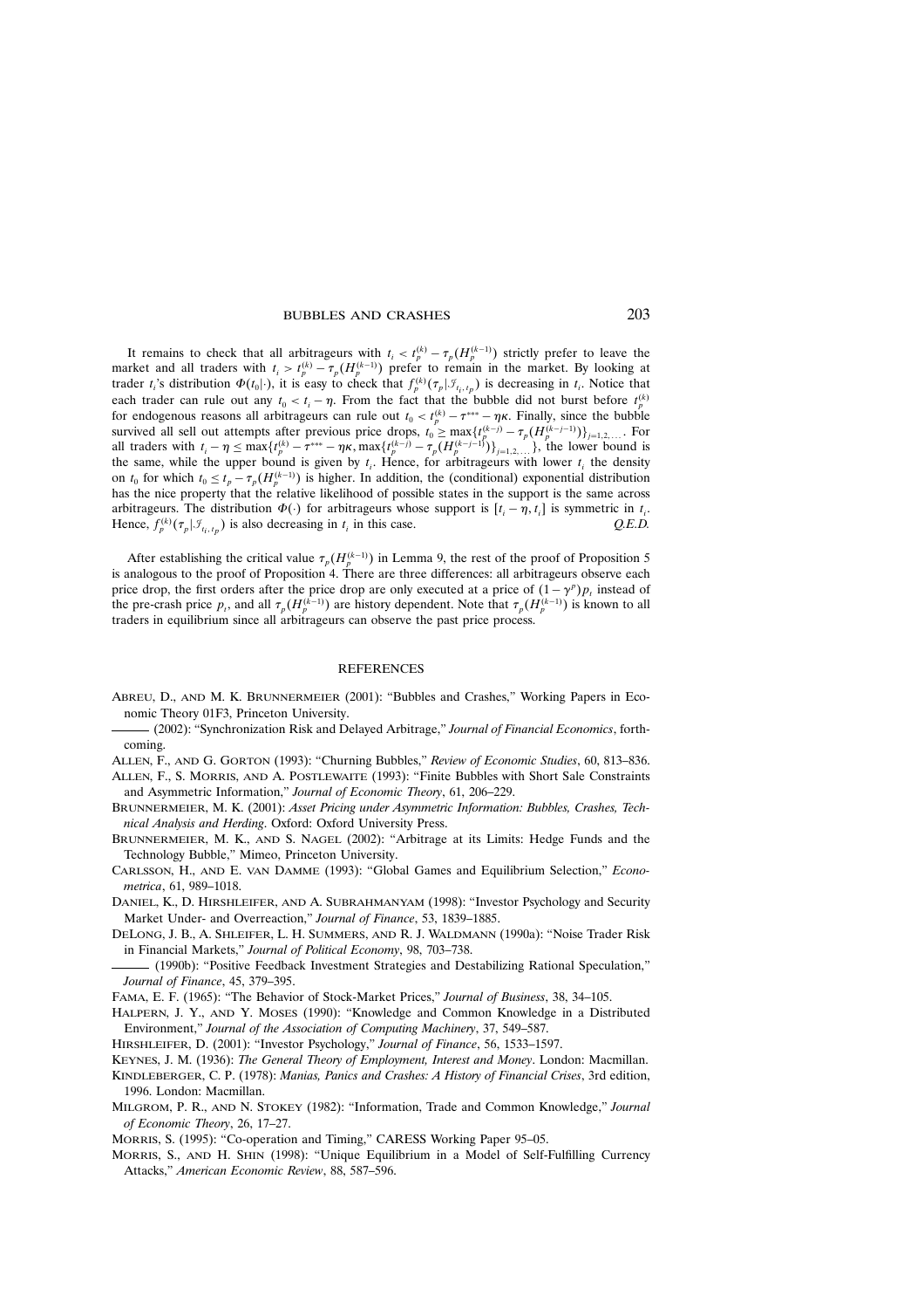It remains to check that all arbitrageurs with $t_i < t_p^{(k)} - \tau_p(H_p^{(k-1)})$ strictly prefer to leave the market and all traders with $t_i > t_p^{(k)} - \tau_p(H_p^{(k-1)})$ prefer to remain in the market. By looking at trader $t_i$'s distribution $\Phi(t_0|\cdot)$, it is easy to check that $f_p^{(k)}(\tau_p|\mathcal{I}_{t_i,t_p})$ is decreasing in $t_i$. Notice that each trader can rule out any $t_0 < t_i - \eta$. From the fact that the bubble did not burst before $t_p^{(k)}$ for endogenous reasons all arbitrageurs can rule out $t_0 < t_p^{(k)} - \tau^{***} - \eta\kappa$. Finally, since the bubble survived all sell out attempts after previous price drops, $t_0 \geq \max\{t_p^{(k-j)} - \tau_p(H_p^{(k-j-1)})\}_{j=1,2,\ldots}$. For all traders with $t_i - \eta \leq \max\{t_p^{(k)} - \tau^{***} - \eta\kappa, \max\{t_p^{(k-j)} - \tau_p(H_p^{(k-j-1)})\}_{j=1,2,\ldots}\}$, the lower bound is the same, while the upper bound is given by $t_i$. Hence, for arbitrageurs with lower $t_i$ the density on $t_0$ for which $t_0 \leq t_p - \tau_p(H_p^{(k-1)})$ is higher. In addition, the (conditional) exponential distribution has the nice property that the relative likelihood of possible states in the support is the same across arbitrageurs. The distribution $\Phi(\cdot)$ for arbitrageurs whose support is $[t_i - \eta, t_i]$ is symmetric in $t_i$. Hence, $f_p^{(k)}(\tau_p|\mathcal{I}_{t_i,t_p})$ is also decreasing in $t_i$ in this case. *Q.E.D.*

After establishing the critical value $\tau_p(H_p^{(k-1)})$ in Lemma 9, the rest of the proof of Proposition 5 is analogous to the proof of Proposition 4. There are three differences: all arbitrageurs observe each price drop, the first orders after the price drop are only executed at a price of $(1-\gamma^p)p_t$ instead of the pre-crash price $p_t$, and all $\tau_p(H_p^{(k-1)})$ are history dependent. Note that $\tau_p(H_p^{(k-1)})$ is known to all traders in equilibrium since all arbitrageurs can observe the past price process.

## REFERENCES

Abreu, D., and M. K. Brunnermeier (2001): "Bubbles and Crashes," Working Papers in Economic Theory 01F3, Princeton University.

——— (2002): "Synchronization Risk and Delayed Arbitrage," *Journal of Financial Economics*, forthcoming.

Allen, F., and G. Gorton (1993): "Churning Bubbles," *Review of Economic Studies*, 60, 813–836.

Allen, F., S. Morris, and A. Postlewaite (1993): "Finite Bubbles with Short Sale Constraints and Asymmetric Information," *Journal of Economic Theory*, 61, 206–229.

Brunnermeier, M. K. (2001): *Asset Pricing under Asymmetric Information: Bubbles, Crashes, Technical Analysis and Herding*. Oxford: Oxford University Press.

Brunnermeier, M. K., and S. Nagel (2002): "Arbitrage at its Limits: Hedge Funds and the Technology Bubble," Mimeo, Princeton University.

Carlsson, H., and E. van Damme (1993): "Global Games and Equilibrium Selection," *Econometrica*, 61, 989–1018.

Daniel, K., D. Hirshleifer, and A. Subrahmanyam (1998): "Investor Psychology and Security Market Under- and Overreaction," *Journal of Finance*, 53, 1839–1885.

DeLong, J. B., A. Shleifer, L. H. Summers, and R. J. Waldmann (1990a): "Noise Trader Risk in Financial Markets," *Journal of Political Economy*, 98, 703–738.

——— (1990b): "Positive Feedback Investment Strategies and Destabilizing Rational Speculation," *Journal of Finance*, 45, 379–395.

Fama, E. F. (1965): "The Behavior of Stock-Market Prices," *Journal of Business*, 38, 34–105.

Halpern, J. Y., and Y. Moses (1990): "Knowledge and Common Knowledge in a Distributed Environment," *Journal of the Association of Computing Machinery*, 37, 549–587.

Hirshleifer, D. (2001): "Investor Psychology," *Journal of Finance*, 56, 1533–1597.

Keynes, J. M. (1936): *The General Theory of Employment, Interest and Money*. London: Macmillan.

Kindleberger, C. P. (1978): *Manias, Panics and Crashes: A History of Financial Crises*, 3rd edition, 1996. London: Macmillan.

Milgrom, P. R., and N. Stokey (1982): "Information, Trade and Common Knowledge," *Journal of Economic Theory*, 26, 17–27.

Morris, S. (1995): "Co-operation and Timing," CARESS Working Paper 95–05.

Morris, S., and H. Shin (1998): "Unique Equilibrium in a Model of Self-Fulfilling Currency Attacks," *American Economic Review*, 88, 587–596.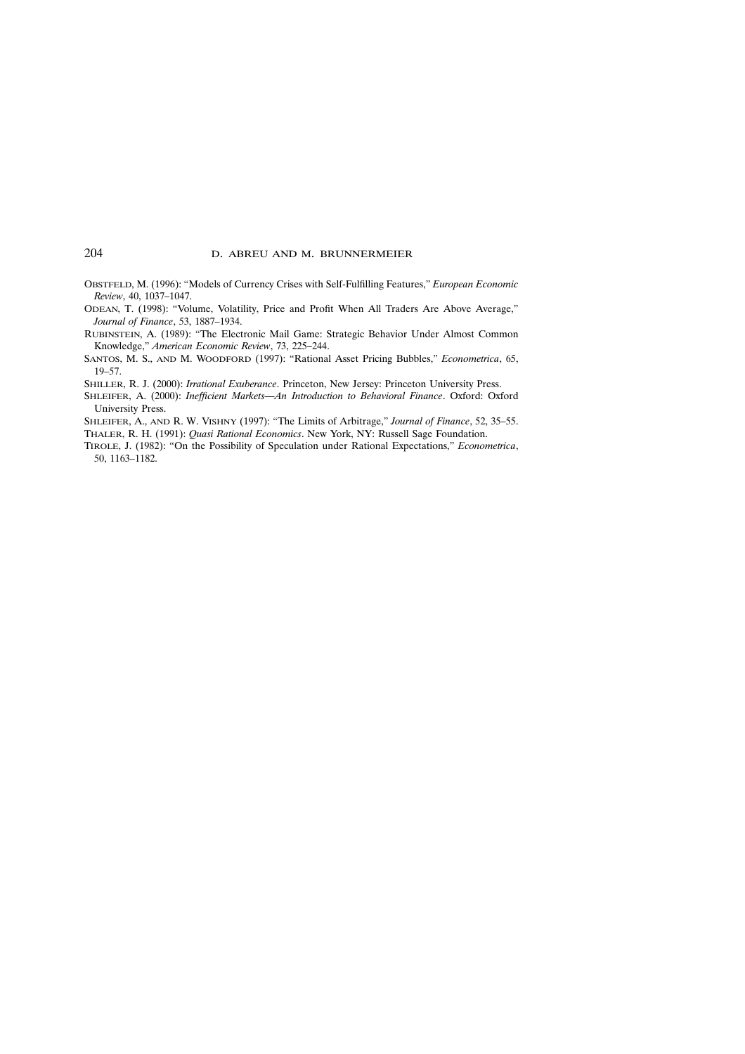Obstfeld, M. (1996): "Models of Currency Crises with Self-Fulfilling Features," *European Economic Review*, 40, 1037–1047.

Odean, T. (1998): "Volume, Volatility, Price and Profit When All Traders Are Above Average," *Journal of Finance*, 53, 1887–1934.

Rubinstein, A. (1989): "The Electronic Mail Game: Strategic Behavior Under Almost Common Knowledge," *American Economic Review*, 73, 225–244.

Santos, M. S., and M. Woodford (1997): "Rational Asset Pricing Bubbles," *Econometrica*, 65, 19–57.

Shiller, R. J. (2000): *Irrational Exuberance*. Princeton, New Jersey: Princeton University Press.

Shleifer, A. (2000): *Inefficient Markets—An Introduction to Behavioral Finance*. Oxford: Oxford University Press.

Shleifer, A., and R. W. Vishny (1997): "The Limits of Arbitrage," *Journal of Finance*, 52, 35–55.

Thaler, R. H. (1991): *Quasi Rational Economics*. New York, NY: Russell Sage Foundation.

Tirole, J. (1982): "On the Possibility of Speculation under Rational Expectations," *Econometrica*, 50, 1163–1182.